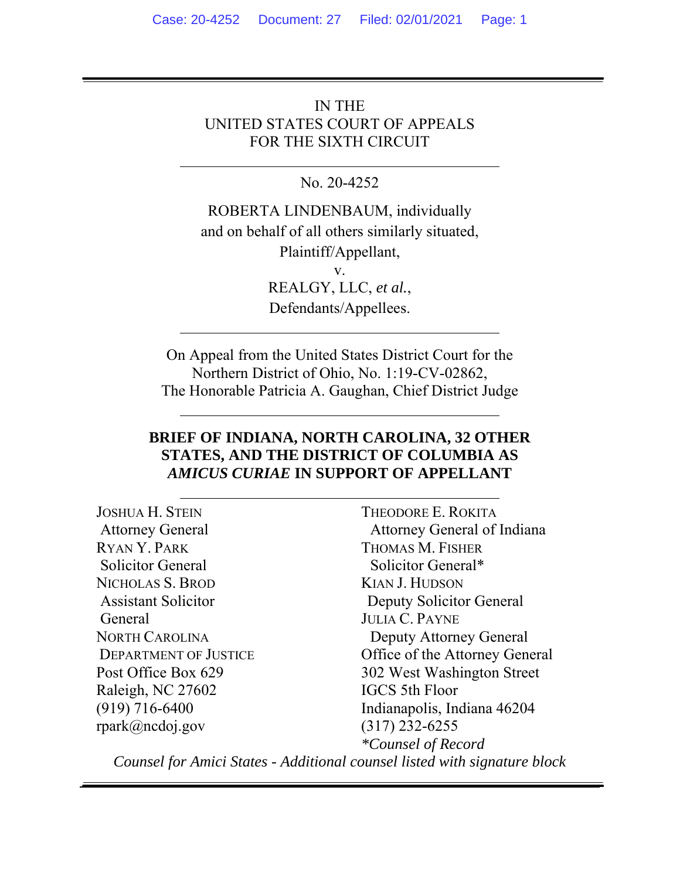IN THE
UNITED STATES COURT OF APPEALS
FOR THE SIXTH CIRCUIT

No. 20-4252

ROBERTA LINDENBAUM, individually
and on behalf of all others similarly situated,
Plaintiff/Appellant,
v.
REALGY, LLC, *et al.*,
Defendants/Appellees.

On Appeal from the United States District Court for the
Northern District of Ohio, No. 1:19-CV-02862,
The Honorable Patricia A. Gaughan, Chief District Judge

**BRIEF OF INDIANA, NORTH CAROLINA, 32 OTHER STATES, AND THE DISTRICT OF COLUMBIA AS *AMICUS CURIAE* IN SUPPORT OF APPELLANT**

JOSHUA H. STEIN
Attorney General
RYAN Y. PARK
Solicitor General
NICHOLAS S. BROD
Assistant Solicitor General
NORTH CAROLINA DEPARTMENT OF JUSTICE
Post Office Box 629
Raleigh, NC 27602
(919) 716-6400
rpark@ncdoj.gov

THEODORE E. ROKITA
Attorney General of Indiana
THOMAS M. FISHER
Solicitor General*
KIAN J. HUDSON
Deputy Solicitor General
JULIA C. PAYNE
Deputy Attorney General
Office of the Attorney General
302 West Washington Street
IGCS 5th Floor
Indianapolis, Indiana 46204
(317) 232-6255
*\*Counsel of Record*

*Counsel for Amici States - Additional counsel listed with signature block*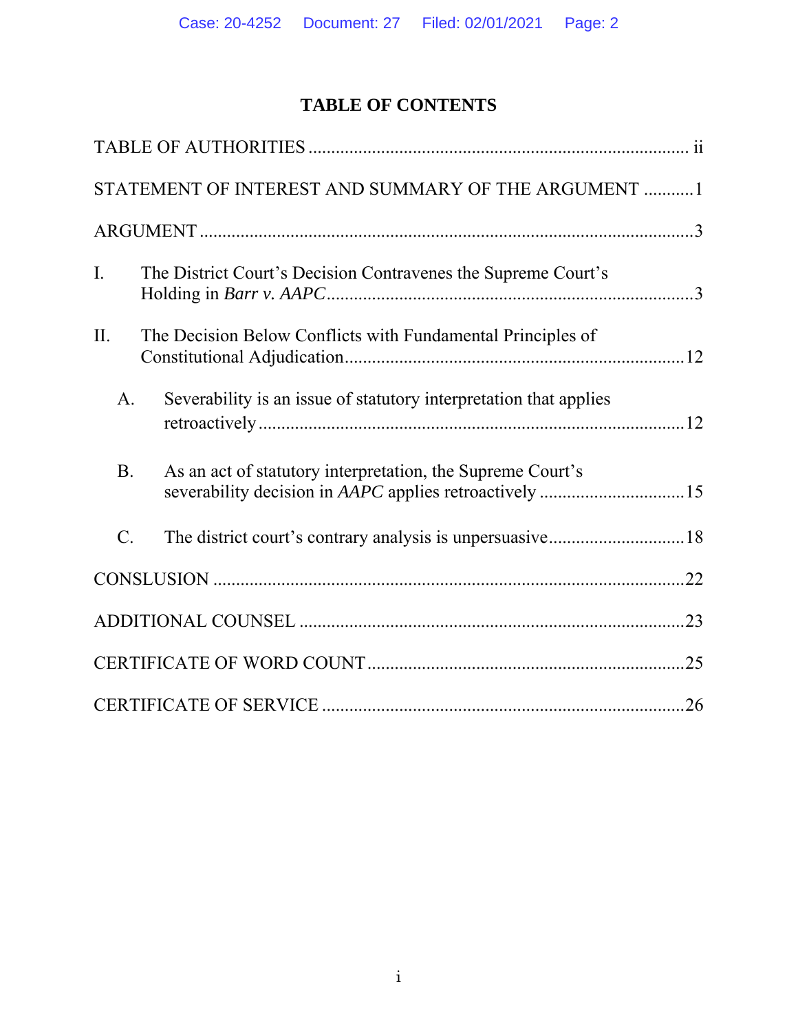# TABLE OF CONTENTS

TABLE OF AUTHORITIES .................................................................................... ii

STATEMENT OF INTEREST AND SUMMARY OF THE ARGUMENT ...........1

ARGUMENT ............................................................................................................3

I. The District Court's Decision Contravenes the Supreme Court's Holding in *Barr v. AAPC* ..................................................................................3

II. The Decision Below Conflicts with Fundamental Principles of Constitutional Adjudication ...........................................................................12

 A. Severability is an issue of statutory interpretation that applies retroactively ...............................................................................................12

 B. As an act of statutory interpretation, the Supreme Court's severability decision in *AAPC* applies retroactively ................................15

 C. The district court's contrary analysis is unpersuasive..............................18

CONSLUSION .......................................................................................................22

ADDITIONAL COUNSEL .....................................................................................23

CERTIFICATE OF WORD COUNT .....................................................................25

CERTIFICATE OF SERVICE ................................................................................26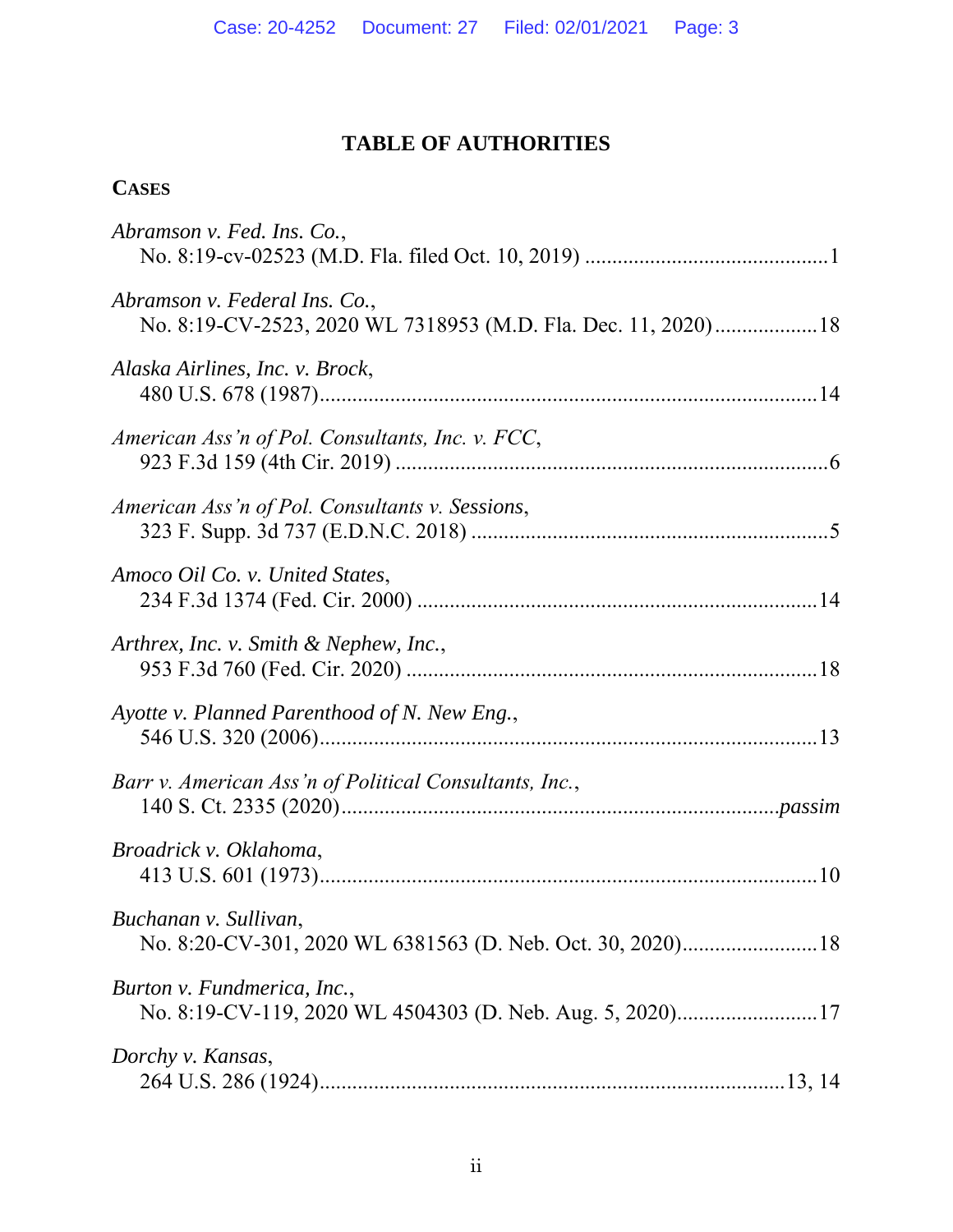# TABLE OF AUTHORITIES

## CASES

*Abramson v. Fed. Ins. Co.*,
No. 8:19-cv-02523 (M.D. Fla. filed Oct. 10, 2019) ............................................1

*Abramson v. Federal Ins. Co.*,
No. 8:19-CV-2523, 2020 WL 7318953 (M.D. Fla. Dec. 11, 2020)..................18

*Alaska Airlines, Inc. v. Brock*,
480 U.S. 678 (1987)..........................................................................................14

*American Ass'n of Pol. Consultants, Inc. v. FCC*,
923 F.3d 159 (4th Cir. 2019) ...............................................................................6

*American Ass'n of Pol. Consultants v. Sessions*,
323 F. Supp. 3d 737 (E.D.N.C. 2018) .................................................................5

*Amoco Oil Co. v. United States*,
234 F.3d 1374 (Fed. Cir. 2000) .........................................................................14

*Arthrex, Inc. v. Smith & Nephew, Inc.*,
953 F.3d 760 (Fed. Cir. 2020) ...........................................................................18

*Ayotte v. Planned Parenthood of N. New Eng.*,
546 U.S. 320 (2006)..........................................................................................13

*Barr v. American Ass'n of Political Consultants, Inc.*,
140 S. Ct. 2335 (2020)...............................................................................*passim*

*Broadrick v. Oklahoma*,
413 U.S. 601 (1973)..........................................................................................10

*Buchanan v. Sullivan*,
No. 8:20-CV-301, 2020 WL 6381563 (D. Neb. Oct. 30, 2020)........................18

*Burton v. Fundmerica, Inc.*,
No. 8:19-CV-119, 2020 WL 4504303 (D. Neb. Aug. 5, 2020).........................17

*Dorchy v. Kansas*,
264 U.S. 286 (1924)....................................................................................13, 14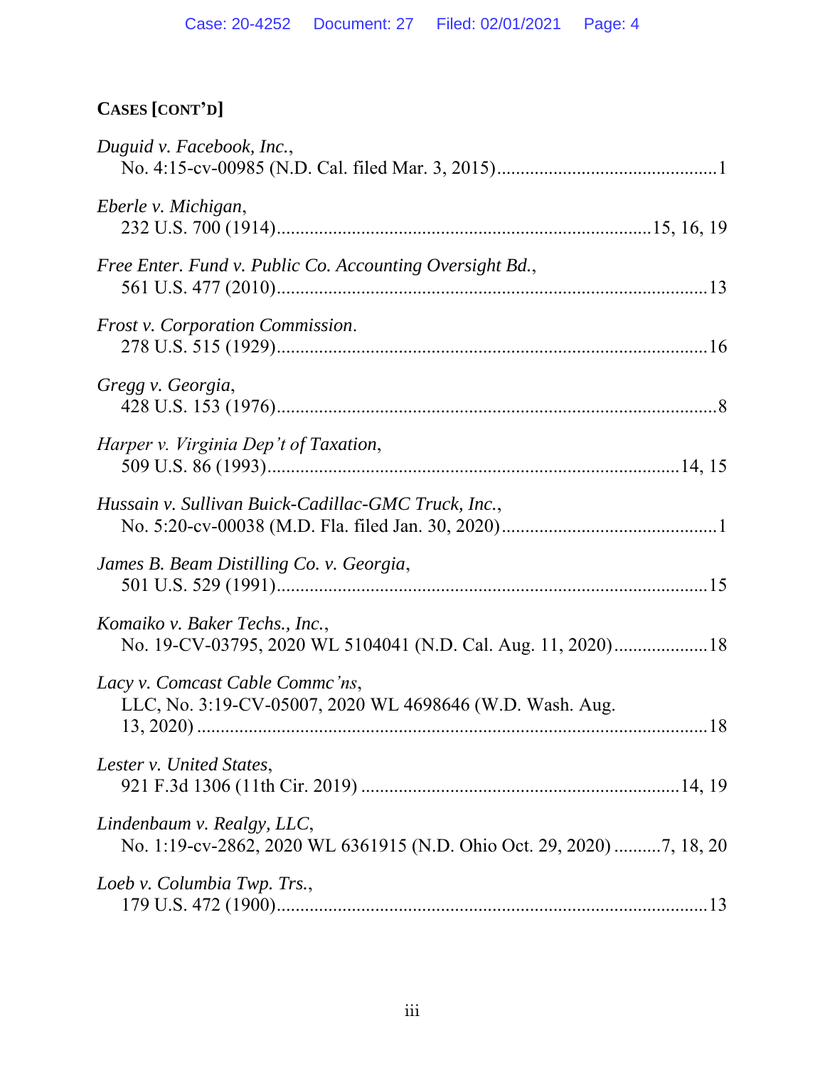**CASES [CONT'D]**

*Duguid v. Facebook, Inc.*,
No. 4:15-cv-00985 (N.D. Cal. filed Mar. 3, 2015)...............................................1

*Eberle v. Michigan*,
232 U.S. 700 (1914)..........................................................................15, 16, 19

*Free Enter. Fund v. Public Co. Accounting Oversight Bd.*,
561 U.S. 477 (2010)...........................................................................................13

*Frost v. Corporation Commission*.
278 U.S. 515 (1929)...........................................................................................16

*Gregg v. Georgia*,
428 U.S. 153 (1976).............................................................................................8

*Harper v. Virginia Dep't of Taxation*,
509 U.S. 86 (1993)........................................................................................14, 15

*Hussain v. Sullivan Buick-Cadillac-GMC Truck, Inc.*,
No. 5:20-cv-00038 (M.D. Fla. filed Jan. 30, 2020)..............................................1

*James B. Beam Distilling Co. v. Georgia*,
501 U.S. 529 (1991)...........................................................................................15

*Komaiko v. Baker Techs., Inc.*,
No. 19-CV-03795, 2020 WL 5104041 (N.D. Cal. Aug. 11, 2020)....................18

*Lacy v. Comcast Cable Commc'ns*,
LLC, No. 3:19-CV-05007, 2020 WL 4698646 (W.D. Wash. Aug. 13, 2020) .........................................................................................................18

*Lester v. United States*,
921 F.3d 1306 (11th Cir. 2019) ..................................................................14, 19

*Lindenbaum v. Realgy, LLC*,
No. 1:19-cv-2862, 2020 WL 6361915 (N.D. Ohio Oct. 29, 2020) ..........7, 18, 20

*Loeb v. Columbia Twp. Trs.*,
179 U.S. 472 (1900)...........................................................................................13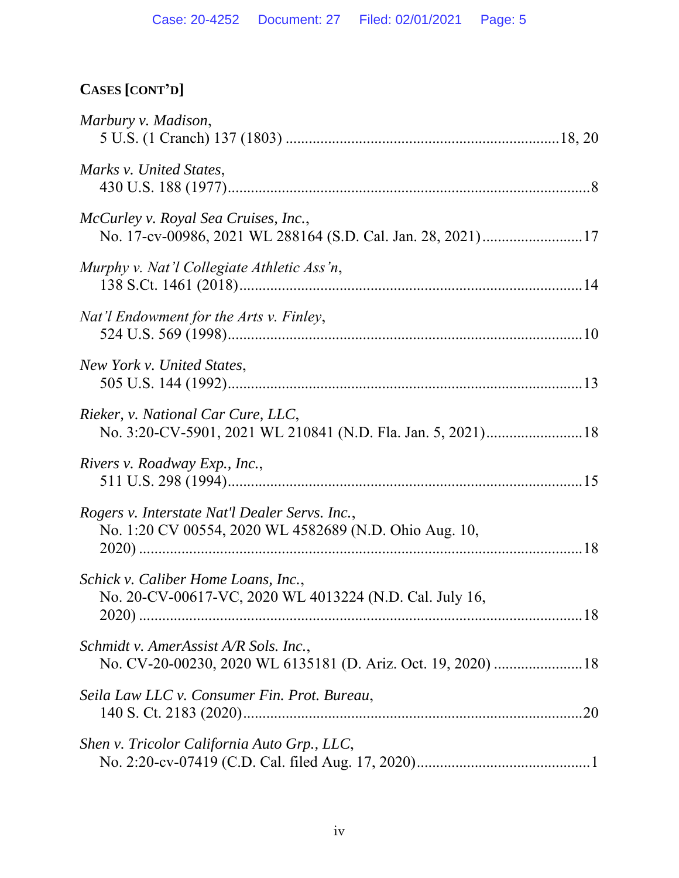**CASES [CONT'D]**

*Marbury v. Madison*,
5 U.S. (1 Cranch) 137 (1803) ....................................................................18, 20

*Marks v. United States*,
430 U.S. 188 (1977)..........................................................................................8

*McCurley v. Royal Sea Cruises, Inc.*,
No. 17-cv-00986, 2021 WL 288164 (S.D. Cal. Jan. 28, 2021)..........................17

*Murphy v. Nat'l Collegiate Athletic Ass'n*,
138 S.Ct. 1461 (2018).......................................................................................14

*Nat'l Endowment for the Arts v. Finley*,
524 U.S. 569 (1998).........................................................................................10

*New York v. United States*,
505 U.S. 144 (1992).........................................................................................13

*Rieker, v. National Car Cure, LLC*,
No. 3:20-CV-5901, 2021 WL 210841 (N.D. Fla. Jan. 5, 2021).........................18

*Rivers v. Roadway Exp., Inc.*,
511 U.S. 298 (1994).........................................................................................15

*Rogers v. Interstate Nat'l Dealer Servs. Inc.*,
No. 1:20 CV 00554, 2020 WL 4582689 (N.D. Ohio Aug. 10, 2020) ..............................................................................................................18

*Schick v. Caliber Home Loans, Inc.*,
No. 20-CV-00617-VC, 2020 WL 4013224 (N.D. Cal. July 16, 2020) ..............................................................................................................18

*Schmidt v. AmerAssist A/R Sols. Inc.*,
No. CV-20-00230, 2020 WL 6135181 (D. Ariz. Oct. 19, 2020) .......................18

*Seila Law LLC v. Consumer Fin. Prot. Bureau*,
140 S. Ct. 2183 (2020).....................................................................................20

*Shen v. Tricolor California Auto Grp., LLC*,
No. 2:20-cv-07419 (C.D. Cal. filed Aug. 17, 2020)...........................................1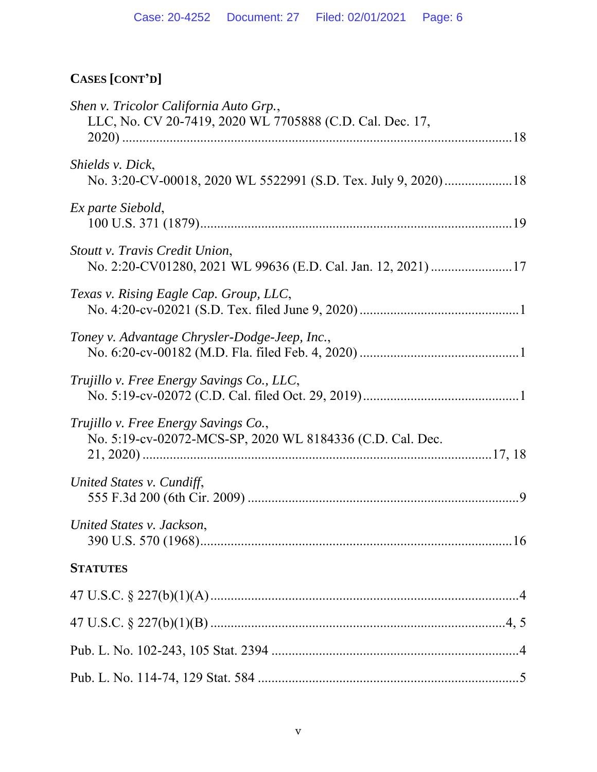## CASES [CONT'D]

*Shen v. Tricolor California Auto Grp.*,
LLC, No. CV 20-7419, 2020 WL 7705888 (C.D. Cal. Dec. 17, 2020) ....................18

*Shields v. Dick*,
No. 3:20-CV-00018, 2020 WL 5522991 (S.D. Tex. July 9, 2020) ....................18

*Ex parte Siebold*,
100 U.S. 371 (1879) ....................19

*Stoutt v. Travis Credit Union*,
No. 2:20-CV01280, 2021 WL 99636 (E.D. Cal. Jan. 12, 2021) ....................17

*Texas v. Rising Eagle Cap. Group, LLC*,
No. 4:20-cv-02021 (S.D. Tex. filed June 9, 2020) ....................1

*Toney v. Advantage Chrysler-Dodge-Jeep, Inc.*,
No. 6:20-cv-00182 (M.D. Fla. filed Feb. 4, 2020) ....................1

*Trujillo v. Free Energy Savings Co., LLC*,
No. 5:19-cv-02072 (C.D. Cal. filed Oct. 29, 2019) ....................1

*Trujillo v. Free Energy Savings Co.*,
No. 5:19-cv-02072-MCS-SP, 2020 WL 8184336 (C.D. Cal. Dec. 21, 2020) ....................17, 18

*United States v. Cundiff*,
555 F.3d 200 (6th Cir. 2009) ....................9

*United States v. Jackson*,
390 U.S. 570 (1968) ....................16

## STATUTES

47 U.S.C. § 227(b)(1)(A) ....................4

47 U.S.C. § 227(b)(1)(B) ....................4, 5

Pub. L. No. 102-243, 105 Stat. 2394 ....................4

Pub. L. No. 114-74, 129 Stat. 584 ....................5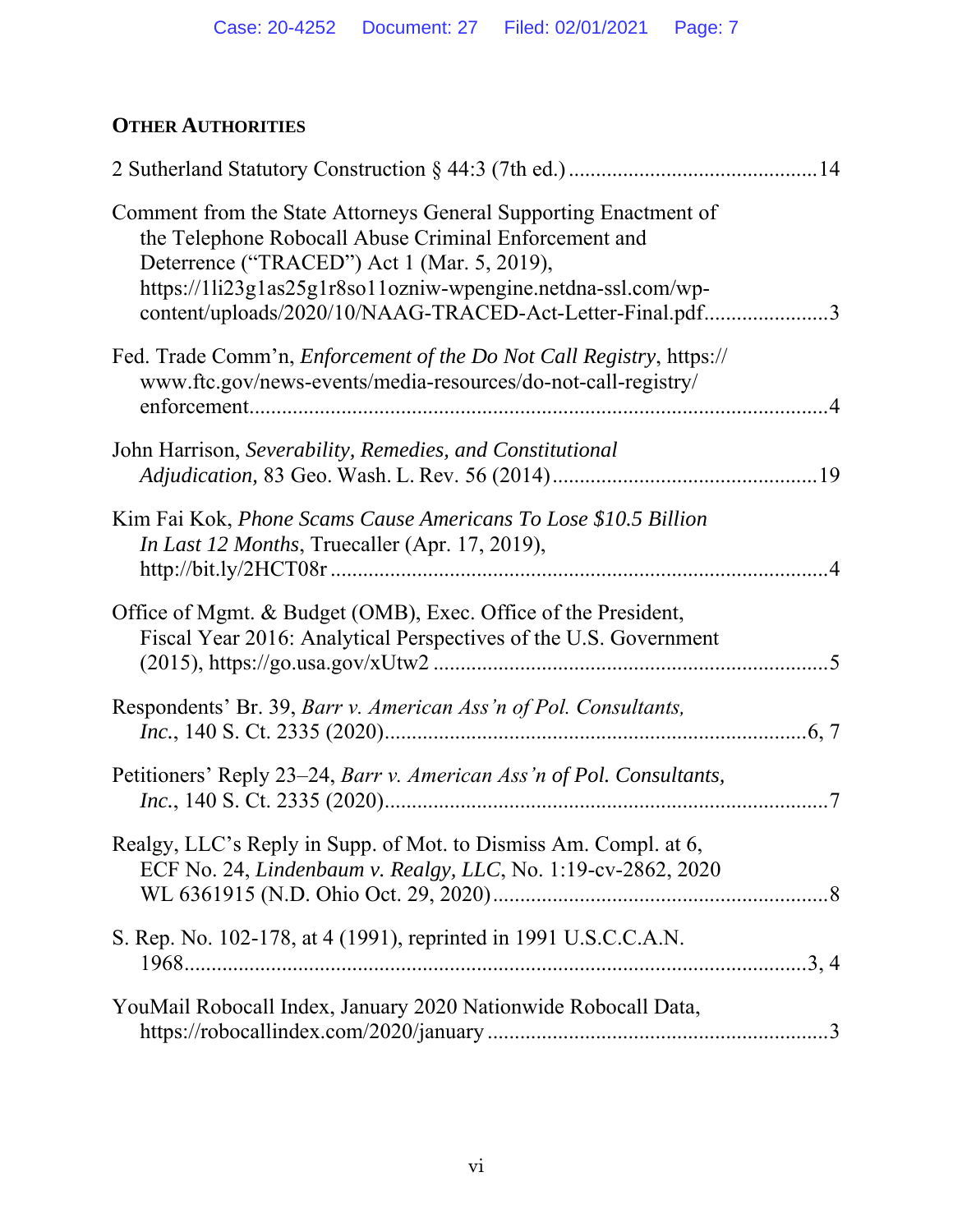**OTHER AUTHORITIES**

2 Sutherland Statutory Construction § 44:3 (7th ed.) .............................................14

Comment from the State Attorneys General Supporting Enactment of the Telephone Robocall Abuse Criminal Enforcement and Deterrence ("TRACED") Act 1 (Mar. 5, 2019), https://1li23g1as25g1r8so11ozniw-wpengine.netdna-ssl.com/wp-content/uploads/2020/10/NAAG-TRACED-Act-Letter-Final.pdf......................3

Fed. Trade Comm'n, *Enforcement of the Do Not Call Registry*, https://www.ftc.gov/news-events/media-resources/do-not-call-registry/enforcement.........................................................................................................4

John Harrison, *Severability, Remedies, and Constitutional Adjudication,* 83 Geo. Wash. L. Rev. 56 (2014)................................................19

Kim Fai Kok, *Phone Scams Cause Americans To Lose $10.5 Billion In Last 12 Months*, Truecaller (Apr. 17, 2019), http://bit.ly/2HCT08r ..........................................................................................4

Office of Mgmt. & Budget (OMB), Exec. Office of the President, Fiscal Year 2016: Analytical Perspectives of the U.S. Government (2015), https://go.usa.gov/xUtw2 ........................................................................5

Respondents' Br. 39, *Barr v. American Ass'n of Pol. Consultants, Inc.*, 140 S. Ct. 2335 (2020)..............................................................................6, 7

Petitioners' Reply 23–24, *Barr v. American Ass'n of Pol. Consultants, Inc.*, 140 S. Ct. 2335 (2020)..................................................................................7

Realgy, LLC's Reply in Supp. of Mot. to Dismiss Am. Compl. at 6, ECF No. 24, *Lindenbaum v. Realgy, LLC*, No. 1:19-cv-2862, 2020 WL 6361915 (N.D. Ohio Oct. 29, 2020)..............................................................8

S. Rep. No. 102-178, at 4 (1991), reprinted in 1991 U.S.C.C.A.N. 1968.......................................................................................................3, 4

YouMail Robocall Index, January 2020 Nationwide Robocall Data, https://robocallindex.com/2020/january ..............................................................3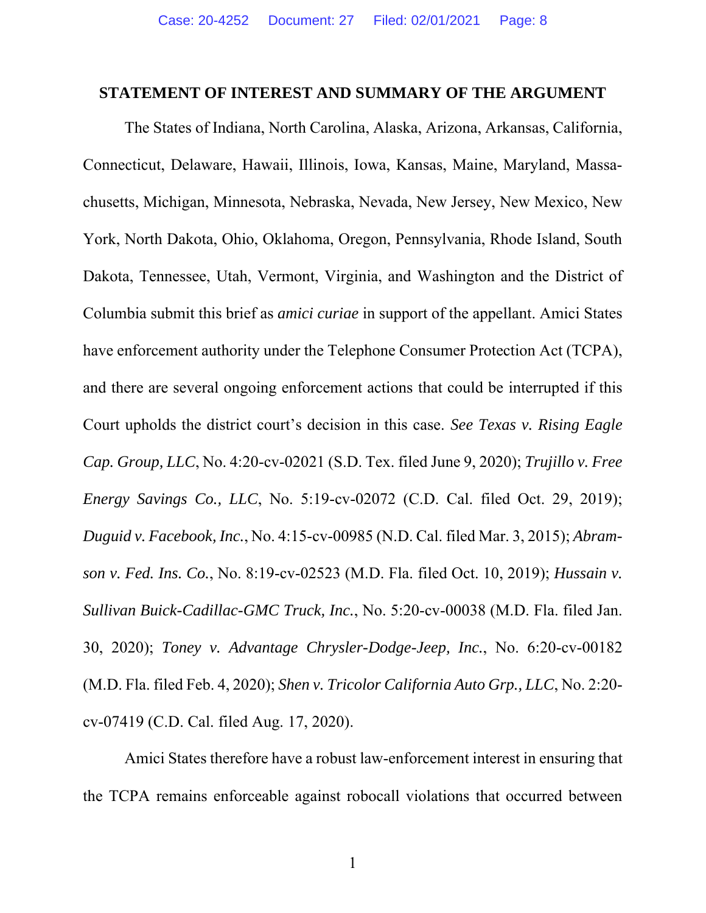## STATEMENT OF INTEREST AND SUMMARY OF THE ARGUMENT

The States of Indiana, North Carolina, Alaska, Arizona, Arkansas, California, Connecticut, Delaware, Hawaii, Illinois, Iowa, Kansas, Maine, Maryland, Massachusetts, Michigan, Minnesota, Nebraska, Nevada, New Jersey, New Mexico, New York, North Dakota, Ohio, Oklahoma, Oregon, Pennsylvania, Rhode Island, South Dakota, Tennessee, Utah, Vermont, Virginia, and Washington and the District of Columbia submit this brief as *amici curiae* in support of the appellant. Amici States have enforcement authority under the Telephone Consumer Protection Act (TCPA), and there are several ongoing enforcement actions that could be interrupted if this Court upholds the district court's decision in this case. *See Texas v. Rising Eagle Cap. Group, LLC*, No. 4:20-cv-02021 (S.D. Tex. filed June 9, 2020); *Trujillo v. Free Energy Savings Co., LLC*, No. 5:19-cv-02072 (C.D. Cal. filed Oct. 29, 2019); *Duguid v. Facebook, Inc.*, No. 4:15-cv-00985 (N.D. Cal. filed Mar. 3, 2015); *Abramson v. Fed. Ins. Co.*, No. 8:19-cv-02523 (M.D. Fla. filed Oct. 10, 2019); *Hussain v. Sullivan Buick-Cadillac-GMC Truck, Inc.*, No. 5:20-cv-00038 (M.D. Fla. filed Jan. 30, 2020); *Toney v. Advantage Chrysler-Dodge-Jeep, Inc.*, No. 6:20-cv-00182 (M.D. Fla. filed Feb. 4, 2020); *Shen v. Tricolor California Auto Grp., LLC*, No. 2:20-cv-07419 (C.D. Cal. filed Aug. 17, 2020).

Amici States therefore have a robust law-enforcement interest in ensuring that the TCPA remains enforceable against robocall violations that occurred between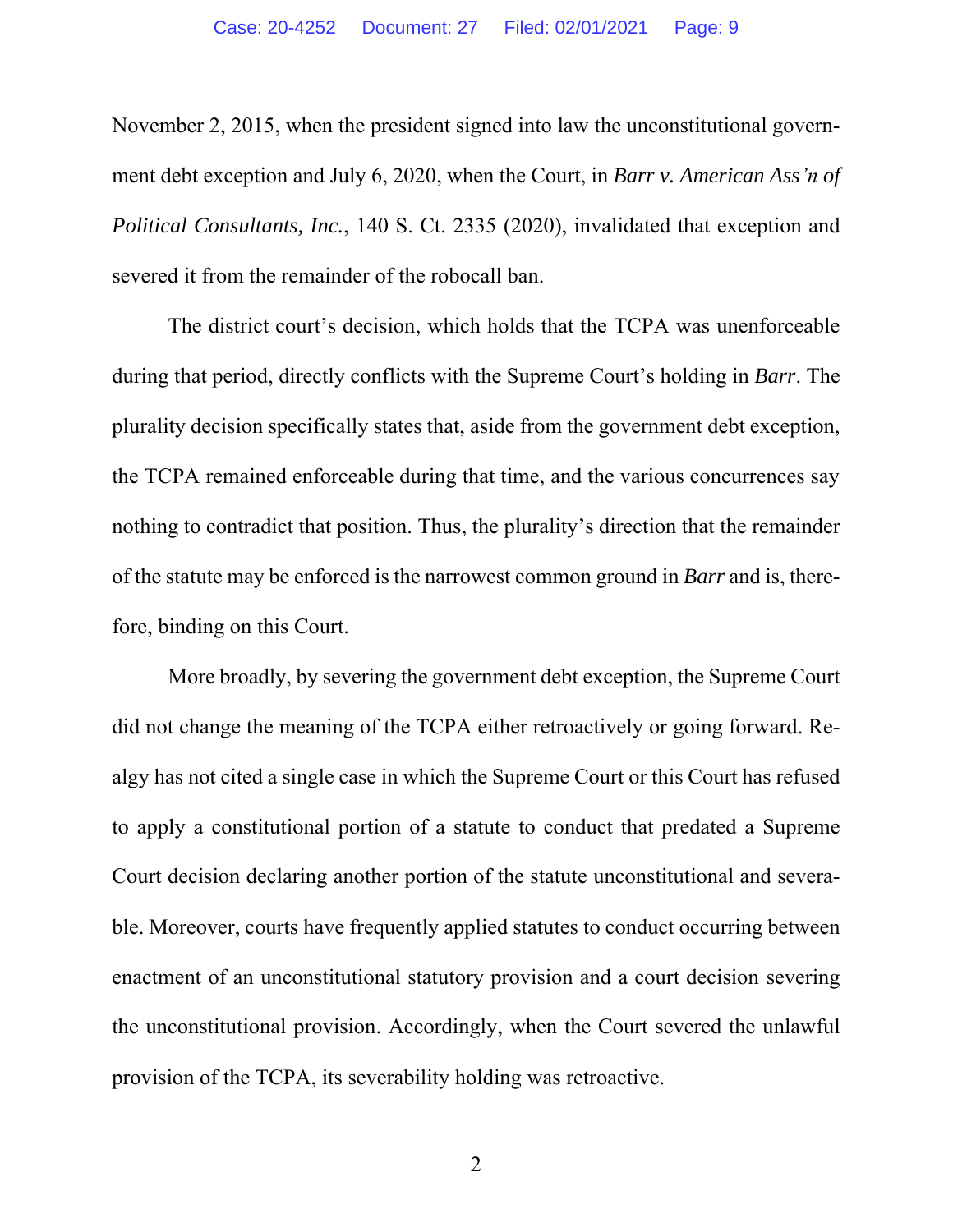November 2, 2015, when the president signed into law the unconstitutional government debt exception and July 6, 2020, when the Court, in *Barr v. American Ass'n of Political Consultants, Inc.*, 140 S. Ct. 2335 (2020), invalidated that exception and severed it from the remainder of the robocall ban.

The district court's decision, which holds that the TCPA was unenforceable during that period, directly conflicts with the Supreme Court's holding in *Barr*. The plurality decision specifically states that, aside from the government debt exception, the TCPA remained enforceable during that time, and the various concurrences say nothing to contradict that position. Thus, the plurality's direction that the remainder of the statute may be enforced is the narrowest common ground in *Barr* and is, therefore, binding on this Court.

More broadly, by severing the government debt exception, the Supreme Court did not change the meaning of the TCPA either retroactively or going forward. Realgy has not cited a single case in which the Supreme Court or this Court has refused to apply a constitutional portion of a statute to conduct that predated a Supreme Court decision declaring another portion of the statute unconstitutional and severable. Moreover, courts have frequently applied statutes to conduct occurring between enactment of an unconstitutional statutory provision and a court decision severing the unconstitutional provision. Accordingly, when the Court severed the unlawful provision of the TCPA, its severability holding was retroactive.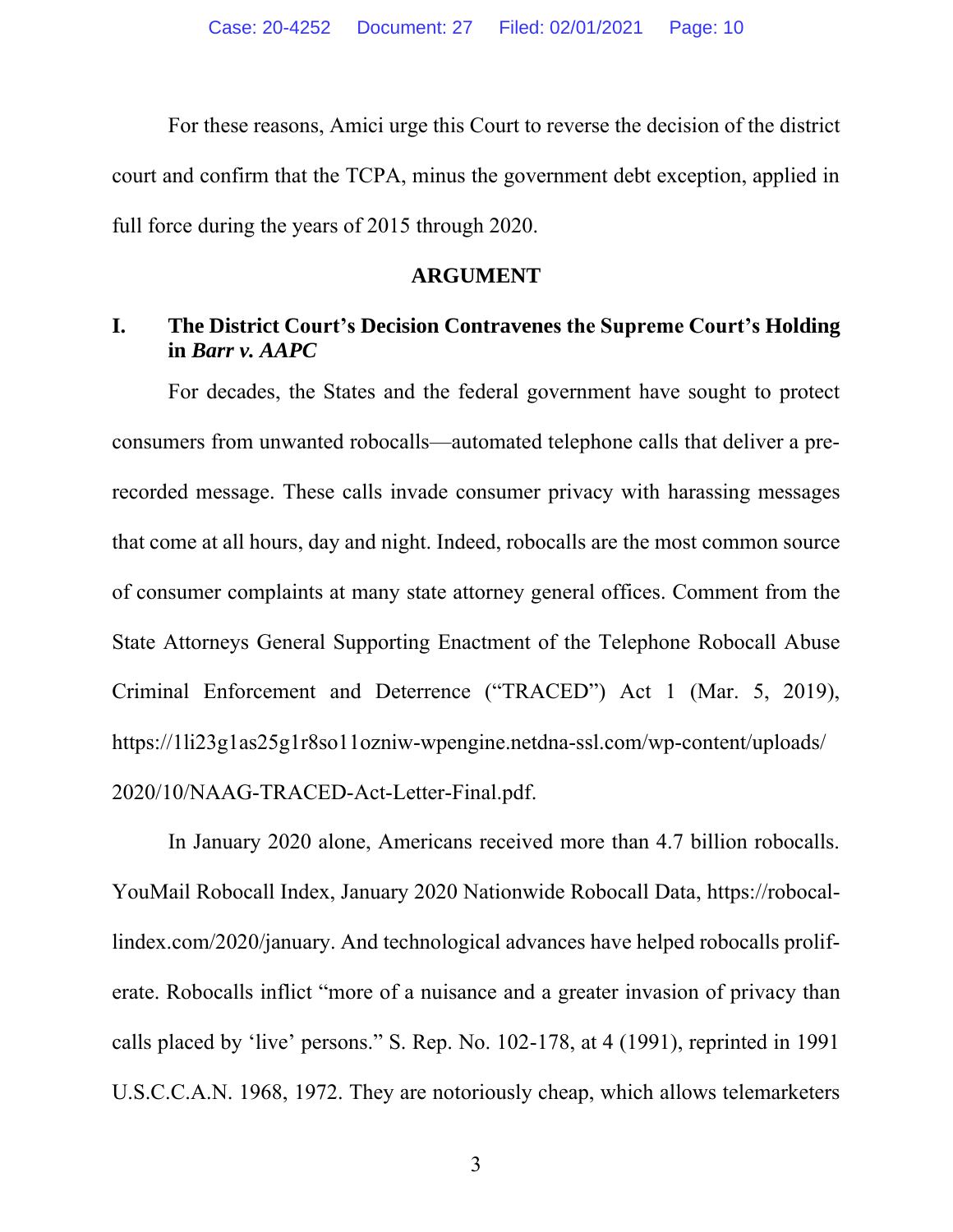For these reasons, Amici urge this Court to reverse the decision of the district court and confirm that the TCPA, minus the government debt exception, applied in full force during the years of 2015 through 2020.

## ARGUMENT

### I. The District Court's Decision Contravenes the Supreme Court's Holding in *Barr v. AAPC*

For decades, the States and the federal government have sought to protect consumers from unwanted robocalls—automated telephone calls that deliver a pre-recorded message. These calls invade consumer privacy with harassing messages that come at all hours, day and night. Indeed, robocalls are the most common source of consumer complaints at many state attorney general offices. Comment from the State Attorneys General Supporting Enactment of the Telephone Robocall Abuse Criminal Enforcement and Deterrence ("TRACED") Act 1 (Mar. 5, 2019), https://1li23g1as25g1r8so11ozniw-wpengine.netdna-ssl.com/wp-content/uploads/2020/10/NAAG-TRACED-Act-Letter-Final.pdf.

In January 2020 alone, Americans received more than 4.7 billion robocalls. YouMail Robocall Index, January 2020 Nationwide Robocall Data, https://robocallindex.com/2020/january. And technological advances have helped robocalls proliferate. Robocalls inflict "more of a nuisance and a greater invasion of privacy than calls placed by 'live' persons." S. Rep. No. 102-178, at 4 (1991), reprinted in 1991 U.S.C.C.A.N. 1968, 1972. They are notoriously cheap, which allows telemarketers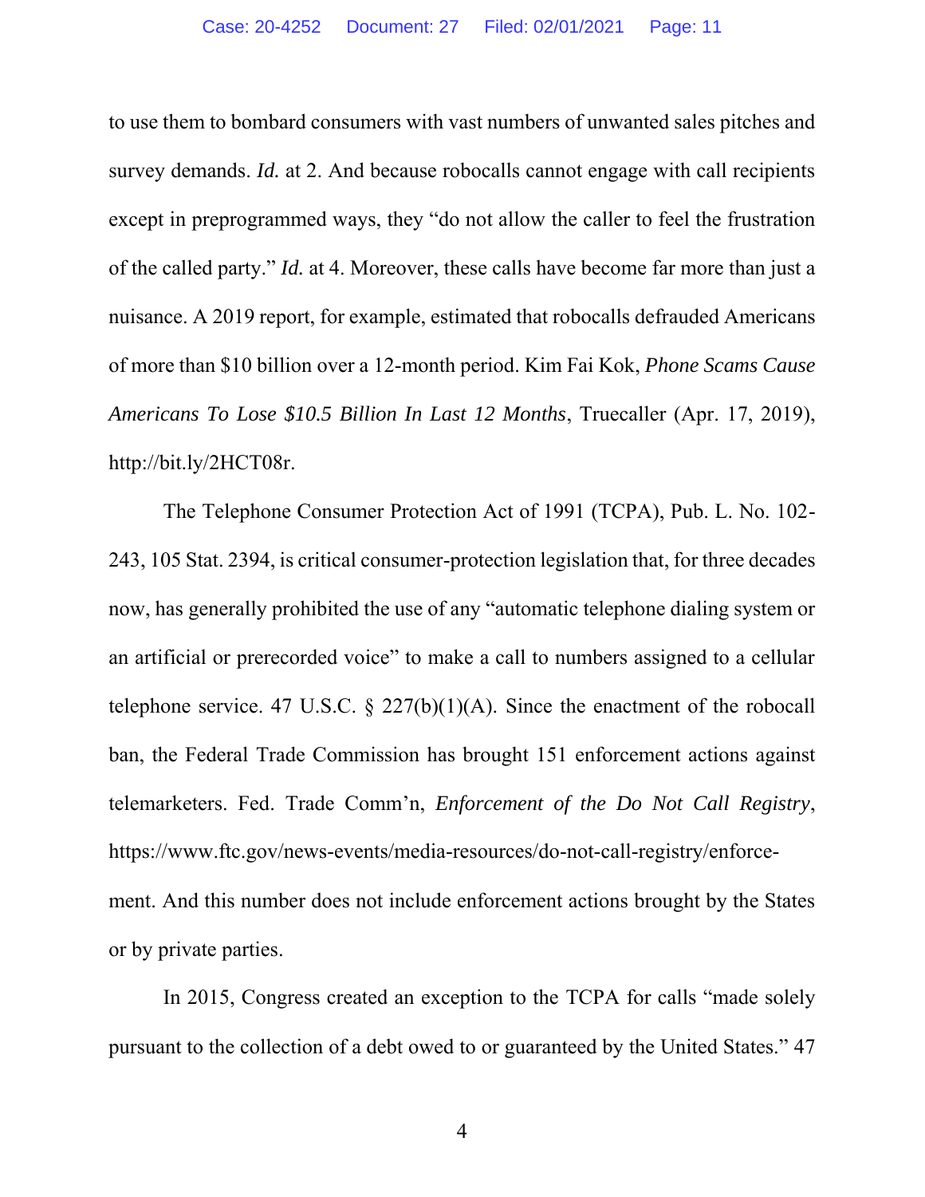to use them to bombard consumers with vast numbers of unwanted sales pitches and survey demands. *Id.* at 2. And because robocalls cannot engage with call recipients except in preprogrammed ways, they "do not allow the caller to feel the frustration of the called party." *Id.* at 4. Moreover, these calls have become far more than just a nuisance. A 2019 report, for example, estimated that robocalls defrauded Americans of more than $10 billion over a 12-month period. Kim Fai Kok, *Phone Scams Cause Americans To Lose $10.5 Billion In Last 12 Months*, Truecaller (Apr. 17, 2019), http://bit.ly/2HCT08r.

The Telephone Consumer Protection Act of 1991 (TCPA), Pub. L. No. 102-243, 105 Stat. 2394, is critical consumer-protection legislation that, for three decades now, has generally prohibited the use of any "automatic telephone dialing system or an artificial or prerecorded voice" to make a call to numbers assigned to a cellular telephone service. 47 U.S.C. § 227(b)(1)(A). Since the enactment of the robocall ban, the Federal Trade Commission has brought 151 enforcement actions against telemarketers. Fed. Trade Comm'n, *Enforcement of the Do Not Call Registry*, https://www.ftc.gov/news-events/media-resources/do-not-call-registry/enforcement. And this number does not include enforcement actions brought by the States or by private parties.

In 2015, Congress created an exception to the TCPA for calls "made solely pursuant to the collection of a debt owed to or guaranteed by the United States." 47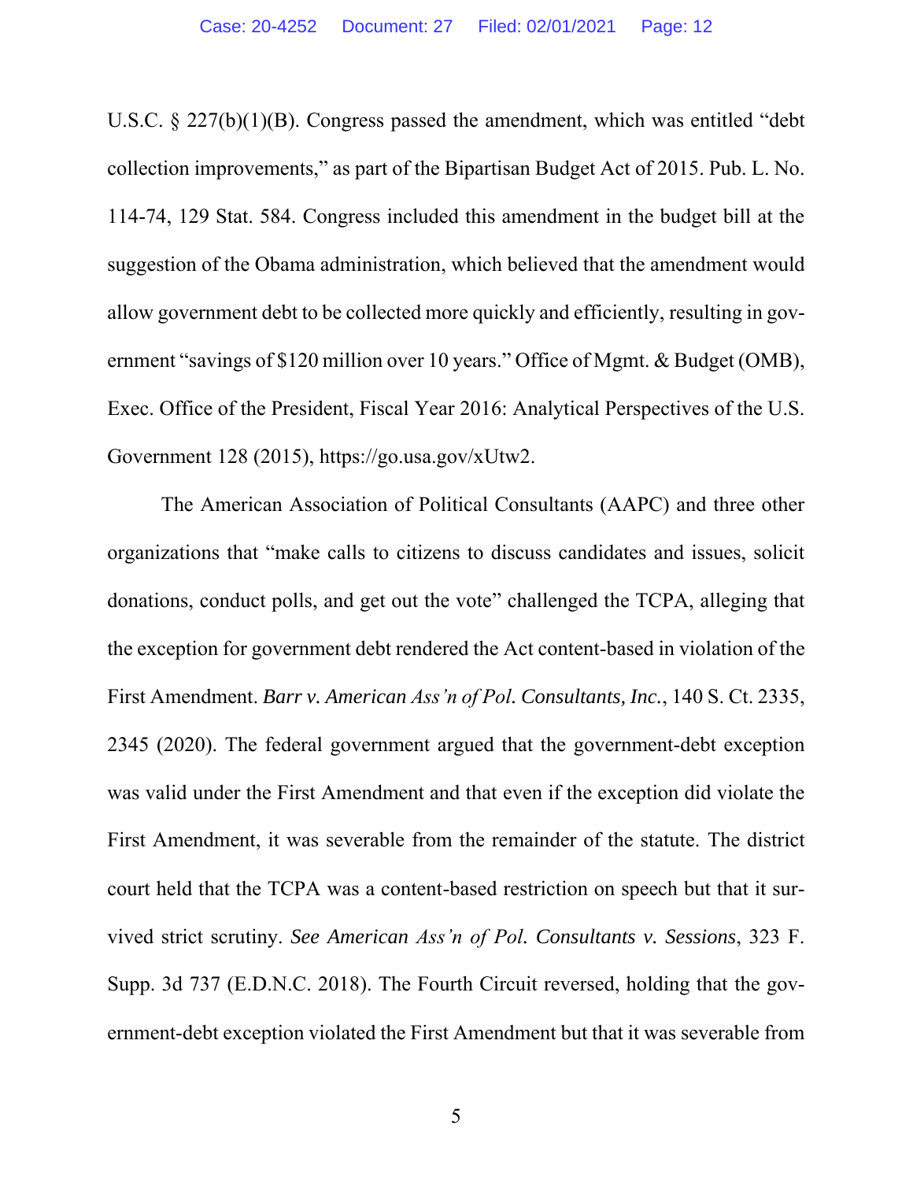U.S.C. § 227(b)(1)(B). Congress passed the amendment, which was entitled "debt collection improvements," as part of the Bipartisan Budget Act of 2015. Pub. L. No. 114-74, 129 Stat. 584. Congress included this amendment in the budget bill at the suggestion of the Obama administration, which believed that the amendment would allow government debt to be collected more quickly and efficiently, resulting in government "savings of $120 million over 10 years." Office of Mgmt. & Budget (OMB), Exec. Office of the President, Fiscal Year 2016: Analytical Perspectives of the U.S. Government 128 (2015), https://go.usa.gov/xUtw2.

The American Association of Political Consultants (AAPC) and three other organizations that "make calls to citizens to discuss candidates and issues, solicit donations, conduct polls, and get out the vote" challenged the TCPA, alleging that the exception for government debt rendered the Act content-based in violation of the First Amendment. *Barr v. American Ass'n of Pol. Consultants, Inc.*, 140 S. Ct. 2335, 2345 (2020). The federal government argued that the government-debt exception was valid under the First Amendment and that even if the exception did violate the First Amendment, it was severable from the remainder of the statute. The district court held that the TCPA was a content-based restriction on speech but that it survived strict scrutiny. *See American Ass'n of Pol. Consultants v. Sessions*, 323 F. Supp. 3d 737 (E.D.N.C. 2018). The Fourth Circuit reversed, holding that the government-debt exception violated the First Amendment but that it was severable from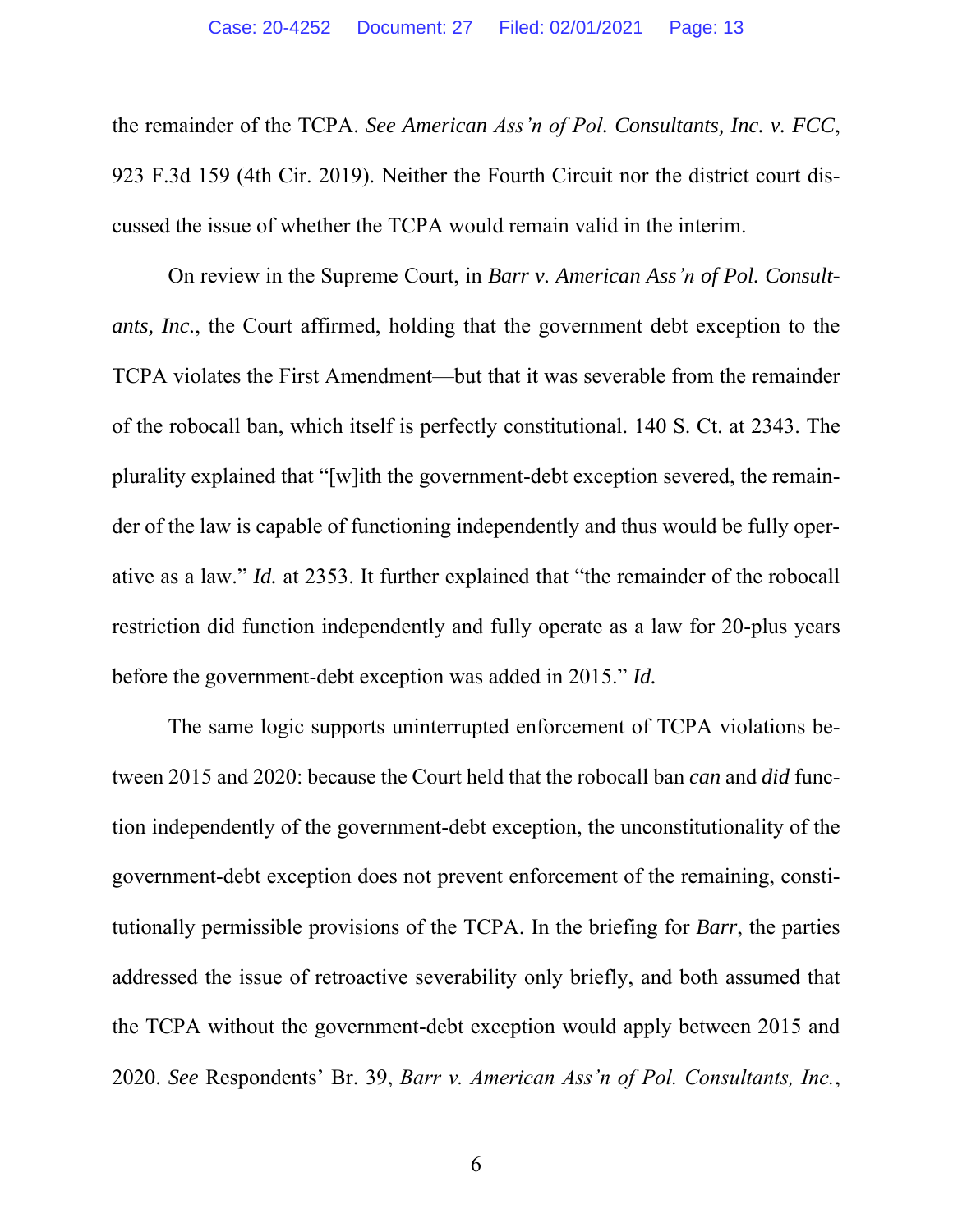the remainder of the TCPA. *See American Ass'n of Pol. Consultants, Inc. v. FCC*, 923 F.3d 159 (4th Cir. 2019). Neither the Fourth Circuit nor the district court discussed the issue of whether the TCPA would remain valid in the interim.

On review in the Supreme Court, in *Barr v. American Ass'n of Pol. Consultants, Inc.*, the Court affirmed, holding that the government debt exception to the TCPA violates the First Amendment—but that it was severable from the remainder of the robocall ban, which itself is perfectly constitutional. 140 S. Ct. at 2343. The plurality explained that "[w]ith the government-debt exception severed, the remainder of the law is capable of functioning independently and thus would be fully operative as a law." *Id.* at 2353. It further explained that "the remainder of the robocall restriction did function independently and fully operate as a law for 20-plus years before the government-debt exception was added in 2015." *Id.*

The same logic supports uninterrupted enforcement of TCPA violations between 2015 and 2020: because the Court held that the robocall ban *can* and *did* function independently of the government-debt exception, the unconstitutionality of the government-debt exception does not prevent enforcement of the remaining, constitutionally permissible provisions of the TCPA. In the briefing for *Barr*, the parties addressed the issue of retroactive severability only briefly, and both assumed that the TCPA without the government-debt exception would apply between 2015 and 2020. *See* Respondents' Br. 39, *Barr v. American Ass'n of Pol. Consultants, Inc.*,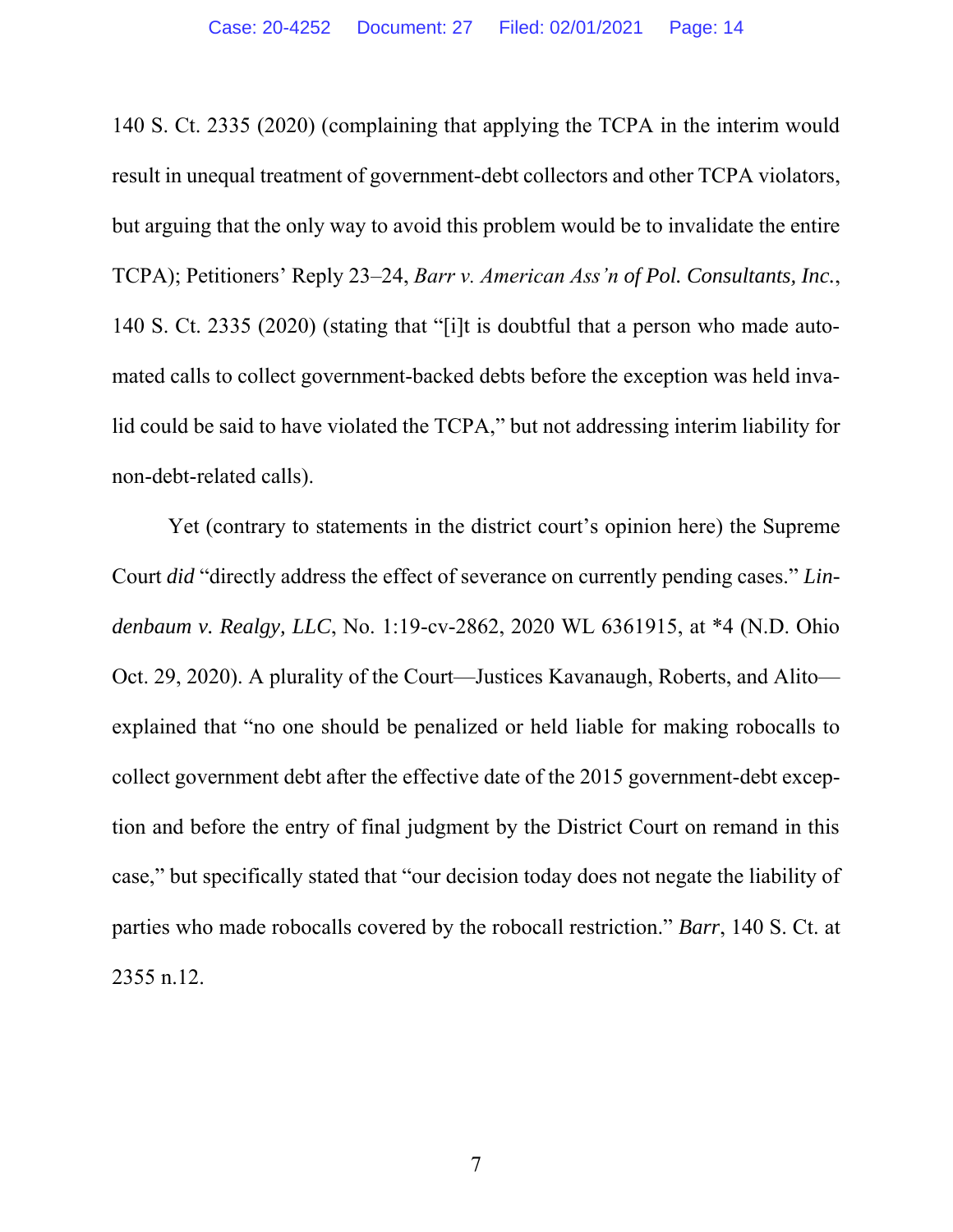140 S. Ct. 2335 (2020) (complaining that applying the TCPA in the interim would result in unequal treatment of government-debt collectors and other TCPA violators, but arguing that the only way to avoid this problem would be to invalidate the entire TCPA); Petitioners' Reply 23–24, *Barr v. American Ass'n of Pol. Consultants, Inc.*, 140 S. Ct. 2335 (2020) (stating that "[i]t is doubtful that a person who made automated calls to collect government-backed debts before the exception was held invalid could be said to have violated the TCPA," but not addressing interim liability for non-debt-related calls).

Yet (contrary to statements in the district court's opinion here) the Supreme Court *did* "directly address the effect of severance on currently pending cases." *Lindenbaum v. Realgy, LLC*, No. 1:19-cv-2862, 2020 WL 6361915, at *4 (N.D. Ohio Oct. 29, 2020). A plurality of the Court—Justices Kavanaugh, Roberts, and Alito—explained that "no one should be penalized or held liable for making robocalls to collect government debt after the effective date of the 2015 government-debt exception and before the entry of final judgment by the District Court on remand in this case," but specifically stated that "our decision today does not negate the liability of parties who made robocalls covered by the robocall restriction." *Barr*, 140 S. Ct. at 2355 n.12.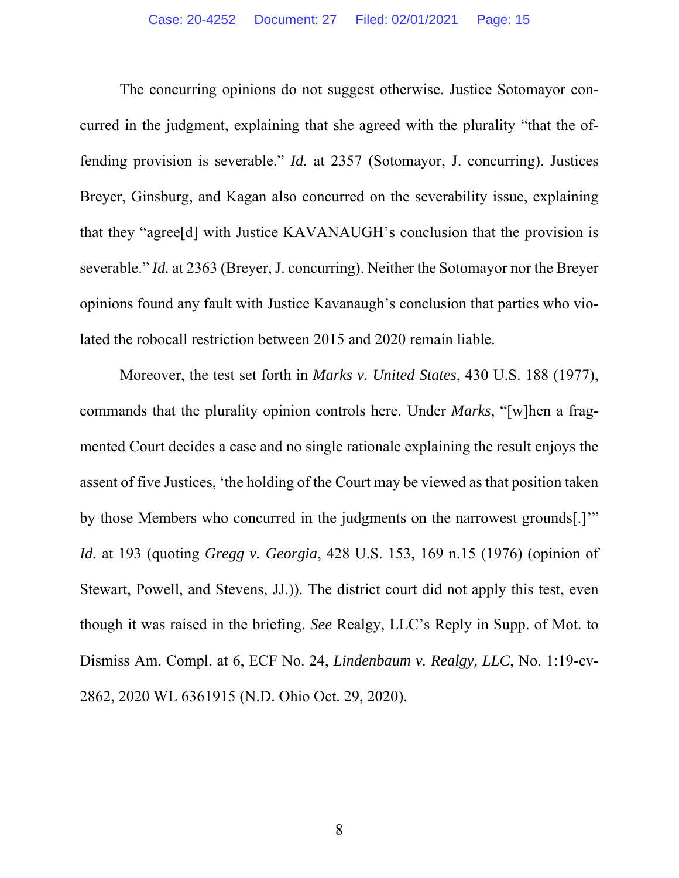The concurring opinions do not suggest otherwise. Justice Sotomayor concurred in the judgment, explaining that she agreed with the plurality "that the offending provision is severable." *Id.* at 2357 (Sotomayor, J. concurring). Justices Breyer, Ginsburg, and Kagan also concurred on the severability issue, explaining that they "agree[d] with Justice KAVANAUGH's conclusion that the provision is severable." *Id.* at 2363 (Breyer, J. concurring). Neither the Sotomayor nor the Breyer opinions found any fault with Justice Kavanaugh's conclusion that parties who violated the robocall restriction between 2015 and 2020 remain liable.

Moreover, the test set forth in *Marks v. United States*, 430 U.S. 188 (1977), commands that the plurality opinion controls here. Under *Marks*, "[w]hen a fragmented Court decides a case and no single rationale explaining the result enjoys the assent of five Justices, 'the holding of the Court may be viewed as that position taken by those Members who concurred in the judgments on the narrowest grounds[.]'" *Id.* at 193 (quoting *Gregg v. Georgia*, 428 U.S. 153, 169 n.15 (1976) (opinion of Stewart, Powell, and Stevens, JJ.)). The district court did not apply this test, even though it was raised in the briefing. *See* Realgy, LLC's Reply in Supp. of Mot. to Dismiss Am. Compl. at 6, ECF No. 24, *Lindenbaum v. Realgy, LLC*, No. 1:19-cv-2862, 2020 WL 6361915 (N.D. Ohio Oct. 29, 2020).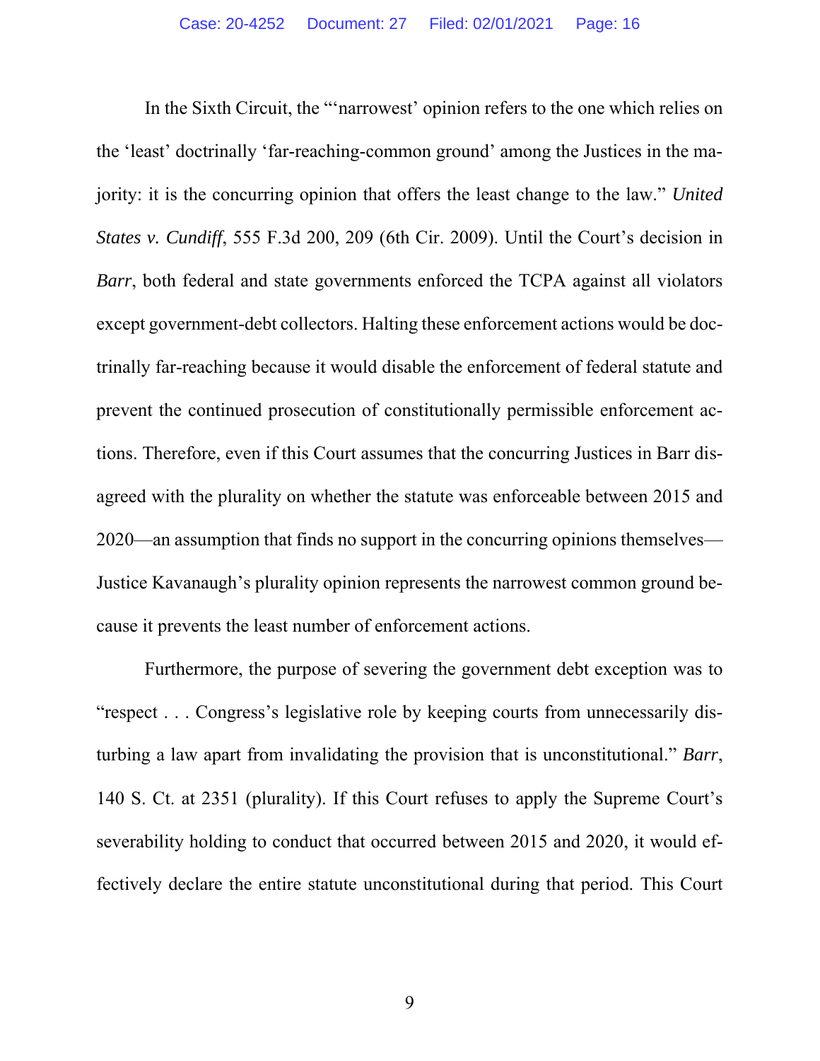In the Sixth Circuit, the "'narrowest' opinion refers to the one which relies on the 'least' doctrinally 'far-reaching-common ground' among the Justices in the majority: it is the concurring opinion that offers the least change to the law." *United States v. Cundiff*, 555 F.3d 200, 209 (6th Cir. 2009). Until the Court's decision in *Barr*, both federal and state governments enforced the TCPA against all violators except government-debt collectors. Halting these enforcement actions would be doctrinally far-reaching because it would disable the enforcement of federal statute and prevent the continued prosecution of constitutionally permissible enforcement actions. Therefore, even if this Court assumes that the concurring Justices in Barr disagreed with the plurality on whether the statute was enforceable between 2015 and 2020—an assumption that finds no support in the concurring opinions themselves—Justice Kavanaugh's plurality opinion represents the narrowest common ground because it prevents the least number of enforcement actions.

Furthermore, the purpose of severing the government debt exception was to "respect . . . Congress's legislative role by keeping courts from unnecessarily disturbing a law apart from invalidating the provision that is unconstitutional." *Barr*, 140 S. Ct. at 2351 (plurality). If this Court refuses to apply the Supreme Court's severability holding to conduct that occurred between 2015 and 2020, it would effectively declare the entire statute unconstitutional during that period. This Court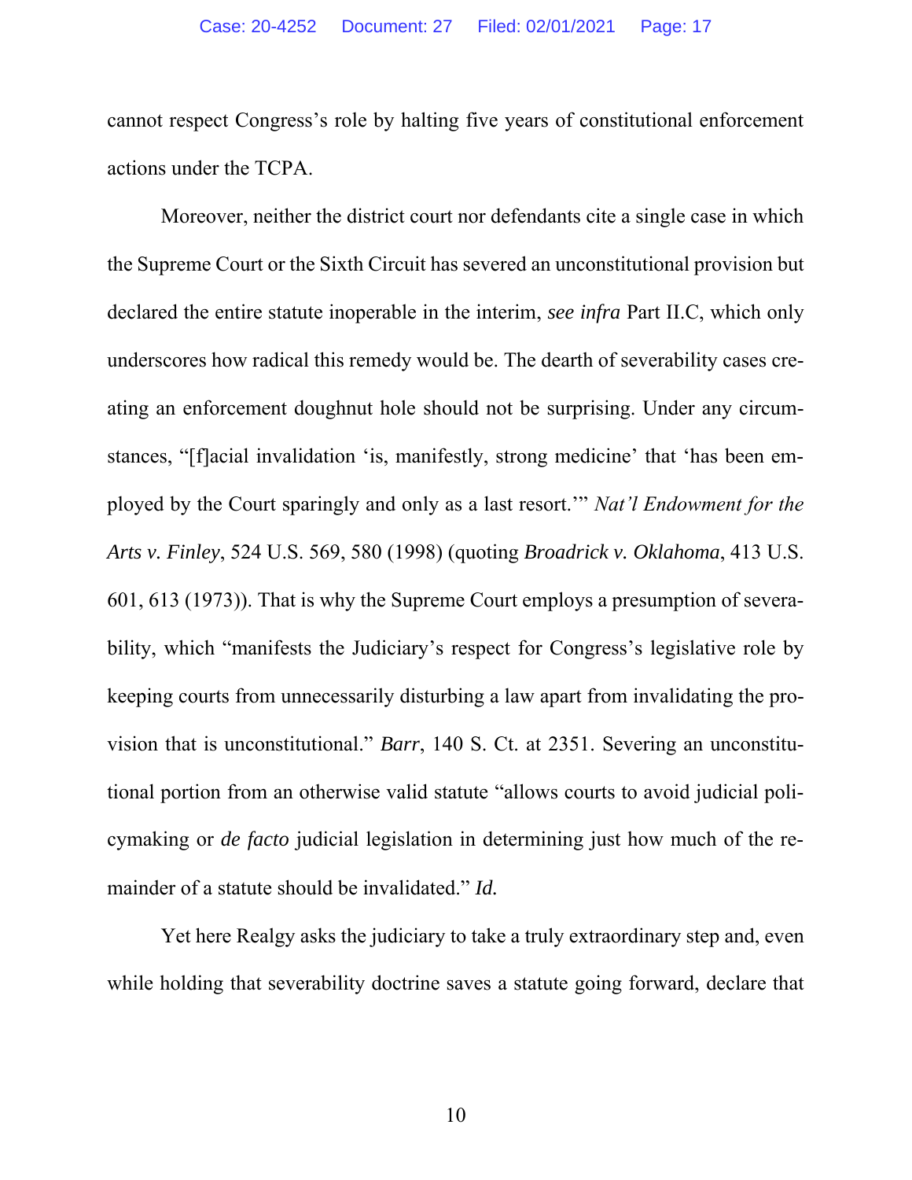cannot respect Congress's role by halting five years of constitutional enforcement actions under the TCPA.

Moreover, neither the district court nor defendants cite a single case in which the Supreme Court or the Sixth Circuit has severed an unconstitutional provision but declared the entire statute inoperable in the interim, *see infra* Part II.C, which only underscores how radical this remedy would be. The dearth of severability cases creating an enforcement doughnut hole should not be surprising. Under any circumstances, "[f]acial invalidation 'is, manifestly, strong medicine' that 'has been employed by the Court sparingly and only as a last resort.'" *Nat'l Endowment for the Arts v. Finley*, 524 U.S. 569, 580 (1998) (quoting *Broadrick v. Oklahoma*, 413 U.S. 601, 613 (1973)). That is why the Supreme Court employs a presumption of severability, which "manifests the Judiciary's respect for Congress's legislative role by keeping courts from unnecessarily disturbing a law apart from invalidating the provision that is unconstitutional." *Barr*, 140 S. Ct. at 2351. Severing an unconstitutional portion from an otherwise valid statute "allows courts to avoid judicial policymaking or *de facto* judicial legislation in determining just how much of the remainder of a statute should be invalidated." *Id.*

Yet here Realgy asks the judiciary to take a truly extraordinary step and, even while holding that severability doctrine saves a statute going forward, declare that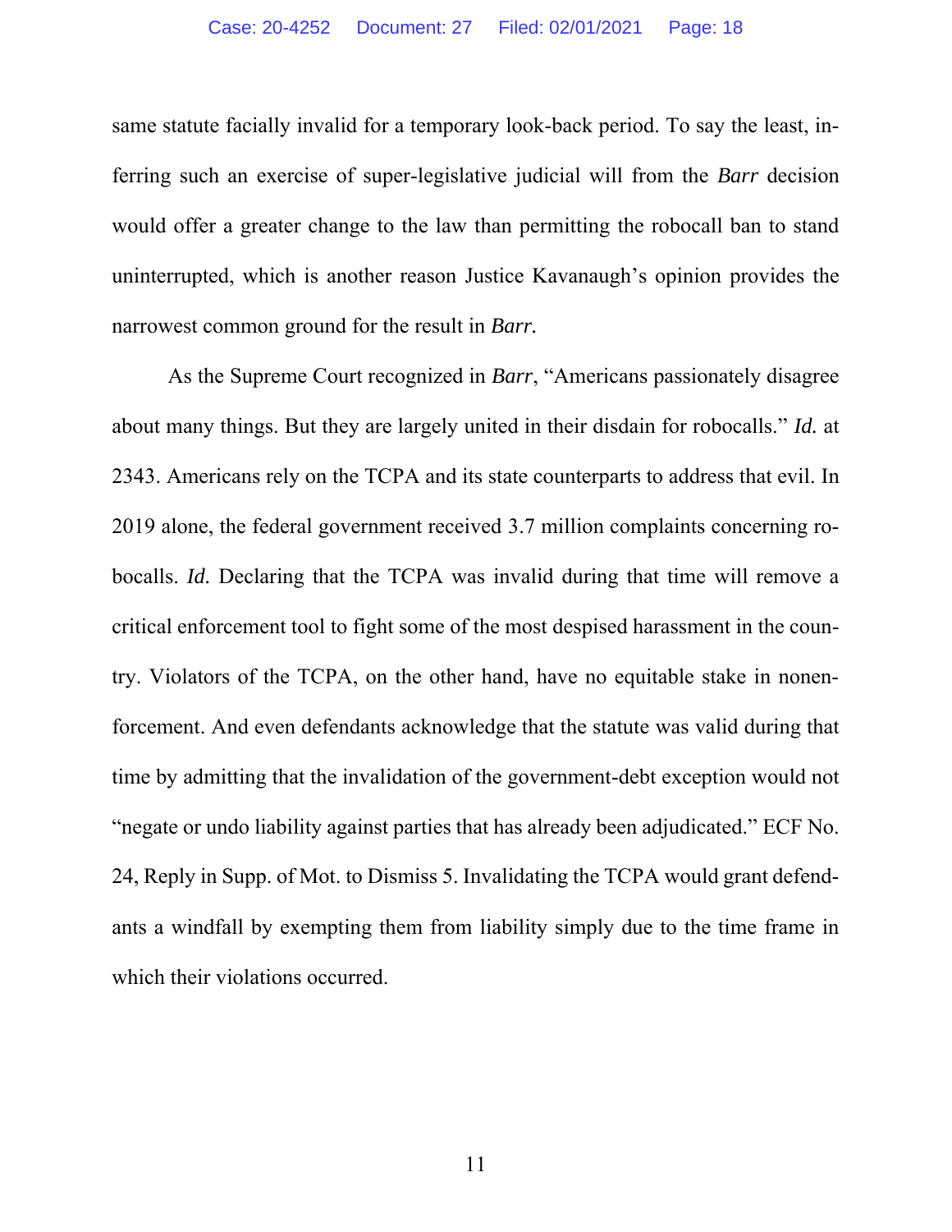same statute facially invalid for a temporary look-back period. To say the least, inferring such an exercise of super-legislative judicial will from the *Barr* decision would offer a greater change to the law than permitting the robocall ban to stand uninterrupted, which is another reason Justice Kavanaugh's opinion provides the narrowest common ground for the result in *Barr*.

As the Supreme Court recognized in *Barr*, "Americans passionately disagree about many things. But they are largely united in their disdain for robocalls." *Id.* at 2343. Americans rely on the TCPA and its state counterparts to address that evil. In 2019 alone, the federal government received 3.7 million complaints concerning robocalls. *Id.* Declaring that the TCPA was invalid during that time will remove a critical enforcement tool to fight some of the most despised harassment in the country. Violators of the TCPA, on the other hand, have no equitable stake in nonenforcement. And even defendants acknowledge that the statute was valid during that time by admitting that the invalidation of the government-debt exception would not "negate or undo liability against parties that has already been adjudicated." ECF No. 24, Reply in Supp. of Mot. to Dismiss 5. Invalidating the TCPA would grant defendants a windfall by exempting them from liability simply due to the time frame in which their violations occurred.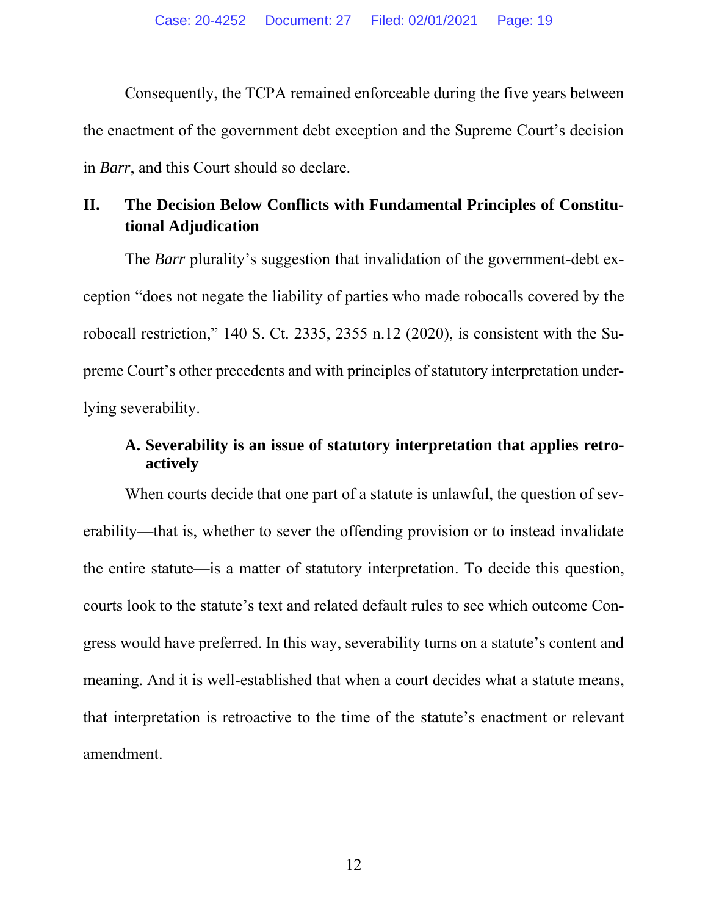Consequently, the TCPA remained enforceable during the five years between the enactment of the government debt exception and the Supreme Court's decision in *Barr*, and this Court should so declare.

## II. The Decision Below Conflicts with Fundamental Principles of Constitutional Adjudication

The *Barr* plurality's suggestion that invalidation of the government-debt exception "does not negate the liability of parties who made robocalls covered by the robocall restriction," 140 S. Ct. 2335, 2355 n.12 (2020), is consistent with the Supreme Court's other precedents and with principles of statutory interpretation underlying severability.

### A. Severability is an issue of statutory interpretation that applies retroactively

When courts decide that one part of a statute is unlawful, the question of severability—that is, whether to sever the offending provision or to instead invalidate the entire statute—is a matter of statutory interpretation. To decide this question, courts look to the statute's text and related default rules to see which outcome Congress would have preferred. In this way, severability turns on a statute's content and meaning. And it is well-established that when a court decides what a statute means, that interpretation is retroactive to the time of the statute's enactment or relevant amendment.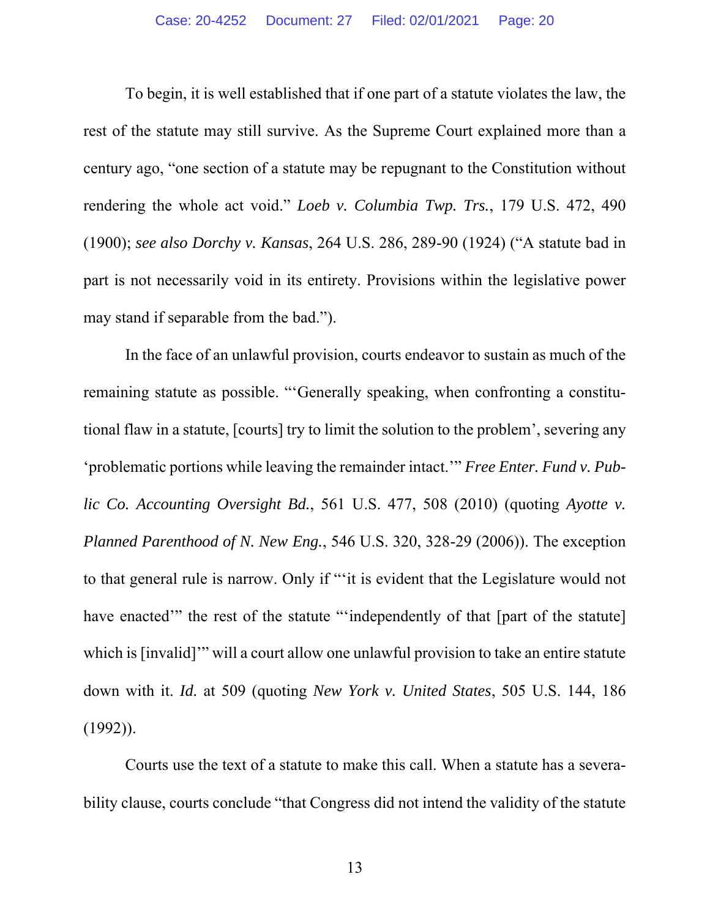To begin, it is well established that if one part of a statute violates the law, the rest of the statute may still survive. As the Supreme Court explained more than a century ago, "one section of a statute may be repugnant to the Constitution without rendering the whole act void." *Loeb v. Columbia Twp. Trs.*, 179 U.S. 472, 490 (1900); *see also Dorchy v. Kansas*, 264 U.S. 286, 289-90 (1924) ("A statute bad in part is not necessarily void in its entirety. Provisions within the legislative power may stand if separable from the bad.").

In the face of an unlawful provision, courts endeavor to sustain as much of the remaining statute as possible. "'Generally speaking, when confronting a constitutional flaw in a statute, [courts] try to limit the solution to the problem', severing any 'problematic portions while leaving the remainder intact.'" *Free Enter. Fund v. Public Co. Accounting Oversight Bd.*, 561 U.S. 477, 508 (2010) (quoting *Ayotte v. Planned Parenthood of N. New Eng.*, 546 U.S. 320, 328-29 (2006)). The exception to that general rule is narrow. Only if "'it is evident that the Legislature would not have enacted'" the rest of the statute "'independently of that [part of the statute] which is [invalid]'" will a court allow one unlawful provision to take an entire statute down with it. *Id.* at 509 (quoting *New York v. United States*, 505 U.S. 144, 186 (1992)).

Courts use the text of a statute to make this call. When a statute has a severability clause, courts conclude "that Congress did not intend the validity of the statute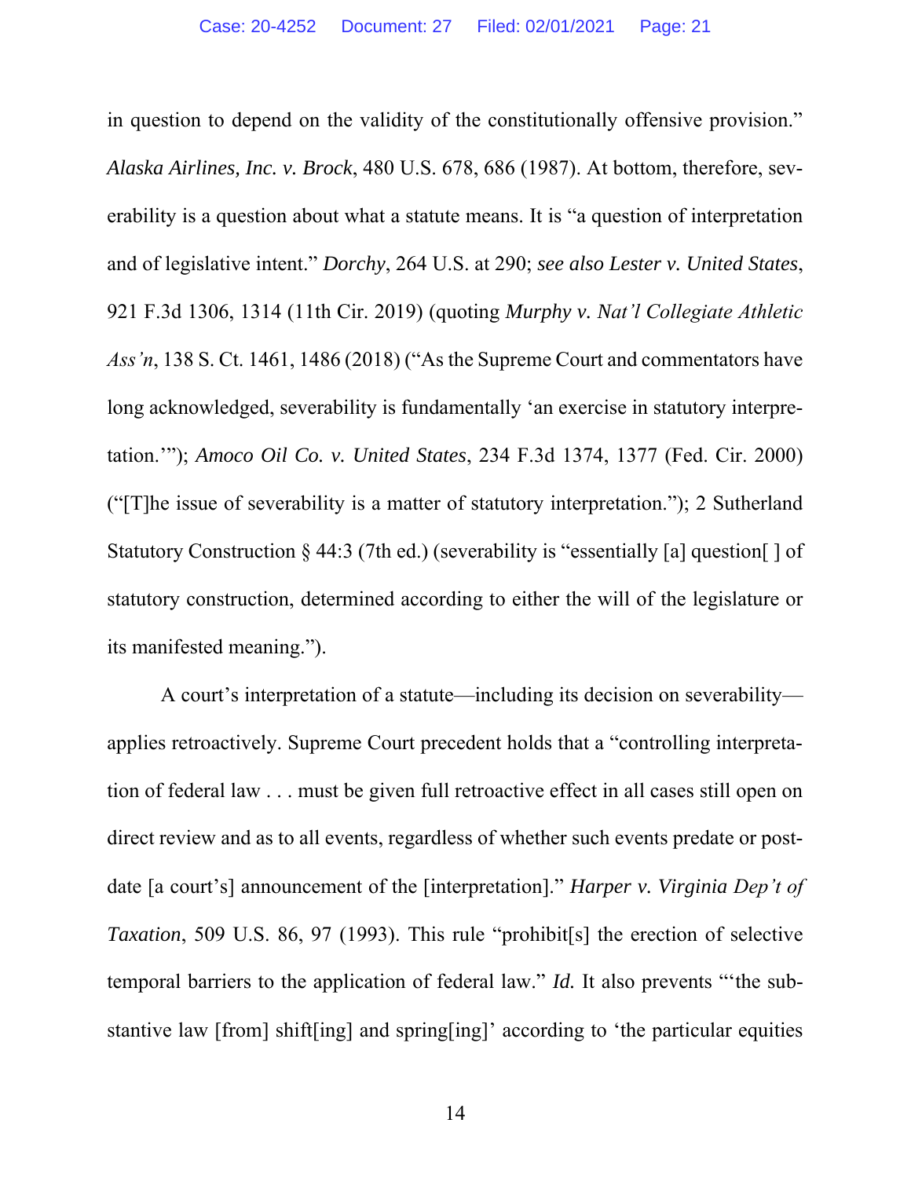in question to depend on the validity of the constitutionally offensive provision." *Alaska Airlines, Inc. v. Brock*, 480 U.S. 678, 686 (1987). At bottom, therefore, severability is a question about what a statute means. It is "a question of interpretation and of legislative intent." *Dorchy*, 264 U.S. at 290; *see also Lester v. United States*, 921 F.3d 1306, 1314 (11th Cir. 2019) (quoting *Murphy v. Nat'l Collegiate Athletic Ass'n*, 138 S. Ct. 1461, 1486 (2018) ("As the Supreme Court and commentators have long acknowledged, severability is fundamentally 'an exercise in statutory interpretation.'")); *Amoco Oil Co. v. United States*, 234 F.3d 1374, 1377 (Fed. Cir. 2000) ("[T]he issue of severability is a matter of statutory interpretation."); 2 Sutherland Statutory Construction § 44:3 (7th ed.) (severability is "essentially [a] question[ ] of statutory construction, determined according to either the will of the legislature or its manifested meaning.").

A court's interpretation of a statute—including its decision on severability—applies retroactively. Supreme Court precedent holds that a "controlling interpretation of federal law . . . must be given full retroactive effect in all cases still open on direct review and as to all events, regardless of whether such events predate or postdate [a court's] announcement of the [interpretation]." *Harper v. Virginia Dep't of Taxation*, 509 U.S. 86, 97 (1993). This rule "prohibit[s] the erection of selective temporal barriers to the application of federal law." *Id.* It also prevents "'the substantive law [from] shift[ing] and spring[ing]' according to 'the particular equities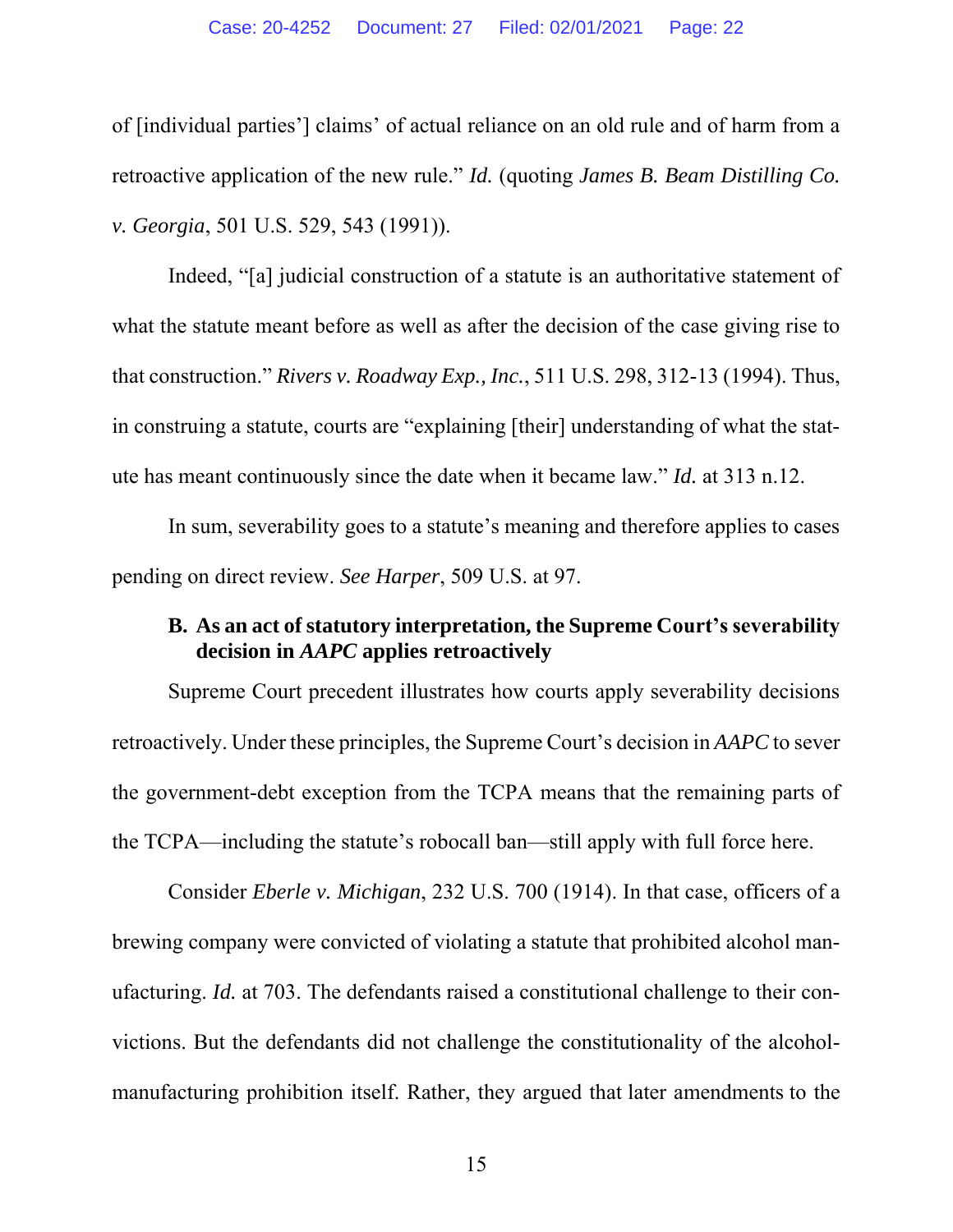of [individual parties'] claims' of actual reliance on an old rule and of harm from a retroactive application of the new rule." *Id.* (quoting *James B. Beam Distilling Co. v. Georgia*, 501 U.S. 529, 543 (1991)).

Indeed, "[a] judicial construction of a statute is an authoritative statement of what the statute meant before as well as after the decision of the case giving rise to that construction." *Rivers v. Roadway Exp., Inc.*, 511 U.S. 298, 312-13 (1994). Thus, in construing a statute, courts are "explaining [their] understanding of what the statute has meant continuously since the date when it became law." *Id.* at 313 n.12.

In sum, severability goes to a statute's meaning and therefore applies to cases pending on direct review. *See Harper*, 509 U.S. at 97.

### B. As an act of statutory interpretation, the Supreme Court's severability decision in *AAPC* applies retroactively

Supreme Court precedent illustrates how courts apply severability decisions retroactively. Under these principles, the Supreme Court's decision in *AAPC* to sever the government-debt exception from the TCPA means that the remaining parts of the TCPA—including the statute's robocall ban—still apply with full force here.

Consider *Eberle v. Michigan*, 232 U.S. 700 (1914). In that case, officers of a brewing company were convicted of violating a statute that prohibited alcohol manufacturing. *Id.* at 703. The defendants raised a constitutional challenge to their convictions. But the defendants did not challenge the constitutionality of the alcohol-manufacturing prohibition itself. Rather, they argued that later amendments to the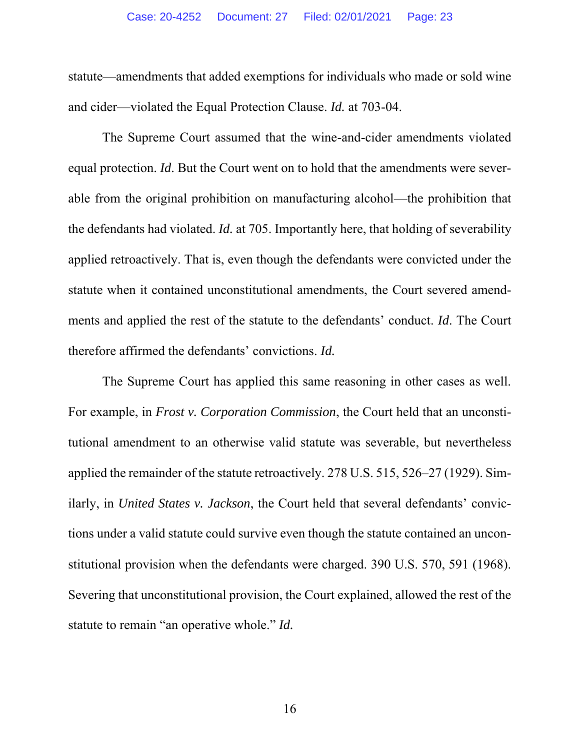statute—amendments that added exemptions for individuals who made or sold wine and cider—violated the Equal Protection Clause. *Id.* at 703-04.

The Supreme Court assumed that the wine-and-cider amendments violated equal protection. *Id*. But the Court went on to hold that the amendments were severable from the original prohibition on manufacturing alcohol—the prohibition that the defendants had violated. *Id.* at 705. Importantly here, that holding of severability applied retroactively. That is, even though the defendants were convicted under the statute when it contained unconstitutional amendments, the Court severed amendments and applied the rest of the statute to the defendants' conduct. *Id*. The Court therefore affirmed the defendants' convictions. *Id.*

The Supreme Court has applied this same reasoning in other cases as well. For example, in *Frost v. Corporation Commission*, the Court held that an unconstitutional amendment to an otherwise valid statute was severable, but nevertheless applied the remainder of the statute retroactively. 278 U.S. 515, 526–27 (1929). Similarly, in *United States v. Jackson*, the Court held that several defendants' convictions under a valid statute could survive even though the statute contained an unconstitutional provision when the defendants were charged. 390 U.S. 570, 591 (1968). Severing that unconstitutional provision, the Court explained, allowed the rest of the statute to remain "an operative whole." *Id.*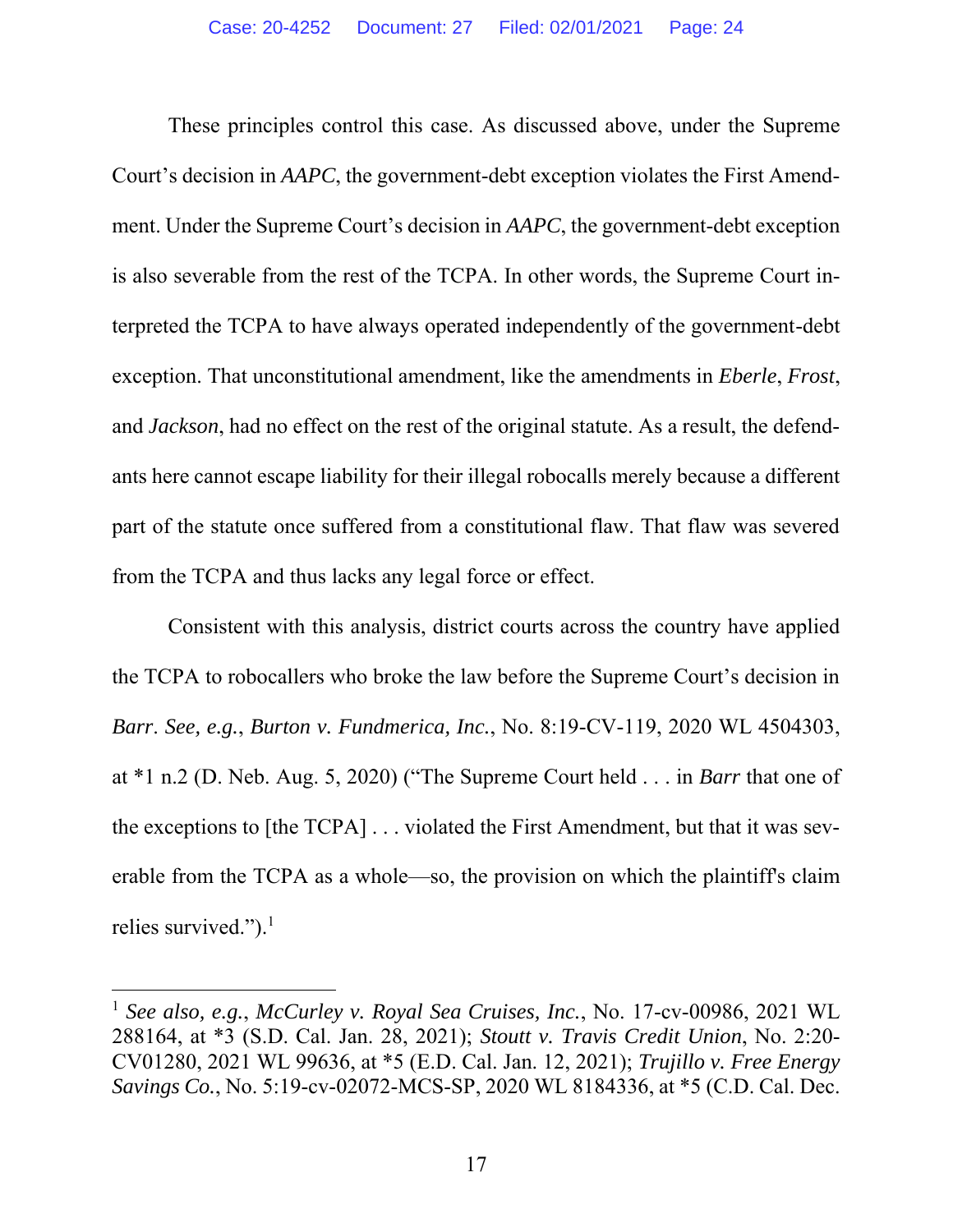These principles control this case. As discussed above, under the Supreme Court's decision in *AAPC*, the government-debt exception violates the First Amendment. Under the Supreme Court's decision in *AAPC*, the government-debt exception is also severable from the rest of the TCPA. In other words, the Supreme Court interpreted the TCPA to have always operated independently of the government-debt exception. That unconstitutional amendment, like the amendments in *Eberle*, *Frost*, and *Jackson*, had no effect on the rest of the original statute. As a result, the defendants here cannot escape liability for their illegal robocalls merely because a different part of the statute once suffered from a constitutional flaw. That flaw was severed from the TCPA and thus lacks any legal force or effect.

Consistent with this analysis, district courts across the country have applied the TCPA to robocallers who broke the law before the Supreme Court's decision in *Barr*. *See, e.g.*, *Burton v. Fundmerica, Inc.*, No. 8:19-CV-119, 2020 WL 4504303, at *1 n.2 (D. Neb. Aug. 5, 2020) ("The Supreme Court held . . . in *Barr* that one of the exceptions to [the TCPA] . . . violated the First Amendment, but that it was severable from the TCPA as a whole—so, the provision on which the plaintiff's claim relies survived.").[1]

[1] *See also, e.g.*, *McCurley v. Royal Sea Cruises, Inc.*, No. 17-cv-00986, 2021 WL 288164, at *3 (S.D. Cal. Jan. 28, 2021); *Stoutt v. Travis Credit Union*, No. 2:20-CV01280, 2021 WL 99636, at *5 (E.D. Cal. Jan. 12, 2021); *Trujillo v. Free Energy Savings Co.*, No. 5:19-cv-02072-MCS-SP, 2020 WL 8184336, at *5 (C.D. Cal. Dec.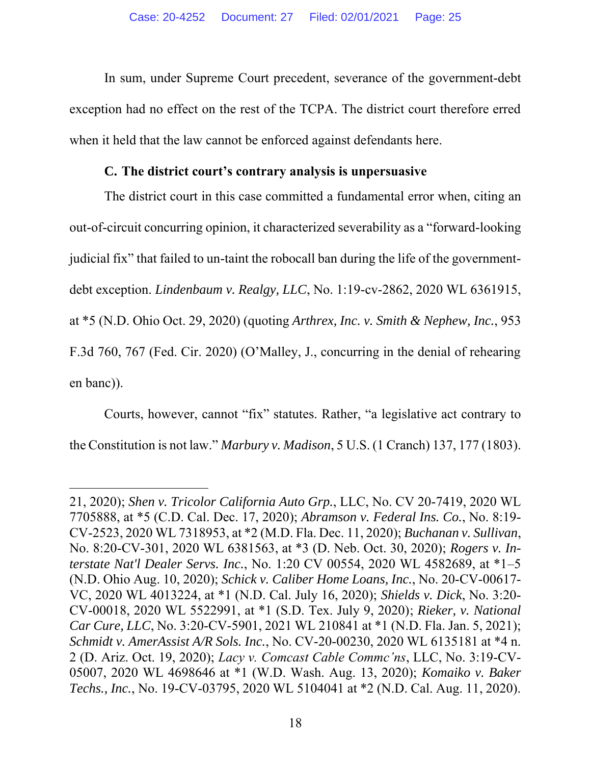In sum, under Supreme Court precedent, severance of the government-debt exception had no effect on the rest of the TCPA. The district court therefore erred when it held that the law cannot be enforced against defendants here.

### C. The district court's contrary analysis is unpersuasive

The district court in this case committed a fundamental error when, citing an out-of-circuit concurring opinion, it characterized severability as a "forward-looking judicial fix" that failed to un-taint the robocall ban during the life of the government-debt exception. *Lindenbaum v. Realgy, LLC*, No. 1:19-cv-2862, 2020 WL 6361915, at *5 (N.D. Ohio Oct. 29, 2020) (quoting *Arthrex, Inc. v. Smith & Nephew, Inc.*, 953 F.3d 760, 767 (Fed. Cir. 2020) (O'Malley, J., concurring in the denial of rehearing en banc)).

Courts, however, cannot "fix" statutes. Rather, "a legislative act contrary to the Constitution is not law." *Marbury v. Madison*, 5 U.S. (1 Cranch) 137, 177 (1803).

---

21, 2020); *Shen v. Tricolor California Auto Grp.*, LLC, No. CV 20-7419, 2020 WL 7705888, at *5 (C.D. Cal. Dec. 17, 2020); *Abramson v. Federal Ins. Co.*, No. 8:19-CV-2523, 2020 WL 7318953, at *2 (M.D. Fla. Dec. 11, 2020); *Buchanan v. Sullivan*, No. 8:20-CV-301, 2020 WL 6381563, at *3 (D. Neb. Oct. 30, 2020); *Rogers v. Interstate Nat'l Dealer Servs. Inc.*, No. 1:20 CV 00554, 2020 WL 4582689, at *1–5 (N.D. Ohio Aug. 10, 2020); *Schick v. Caliber Home Loans, Inc.*, No. 20-CV-00617-VC, 2020 WL 4013224, at *1 (N.D. Cal. July 16, 2020); *Shields v. Dick*, No. 3:20-CV-00018, 2020 WL 5522991, at *1 (S.D. Tex. July 9, 2020); *Rieker, v. National Car Cure, LLC*, No. 3:20-CV-5901, 2021 WL 210841 at *1 (N.D. Fla. Jan. 5, 2021); *Schmidt v. AmerAssist A/R Sols. Inc.*, No. CV-20-00230, 2020 WL 6135181 at *4 n. 2 (D. Ariz. Oct. 19, 2020); *Lacy v. Comcast Cable Commc'ns*, LLC, No. 3:19-CV-05007, 2020 WL 4698646 at *1 (W.D. Wash. Aug. 13, 2020); *Komaiko v. Baker Techs., Inc.*, No. 19-CV-03795, 2020 WL 5104041 at *2 (N.D. Cal. Aug. 11, 2020).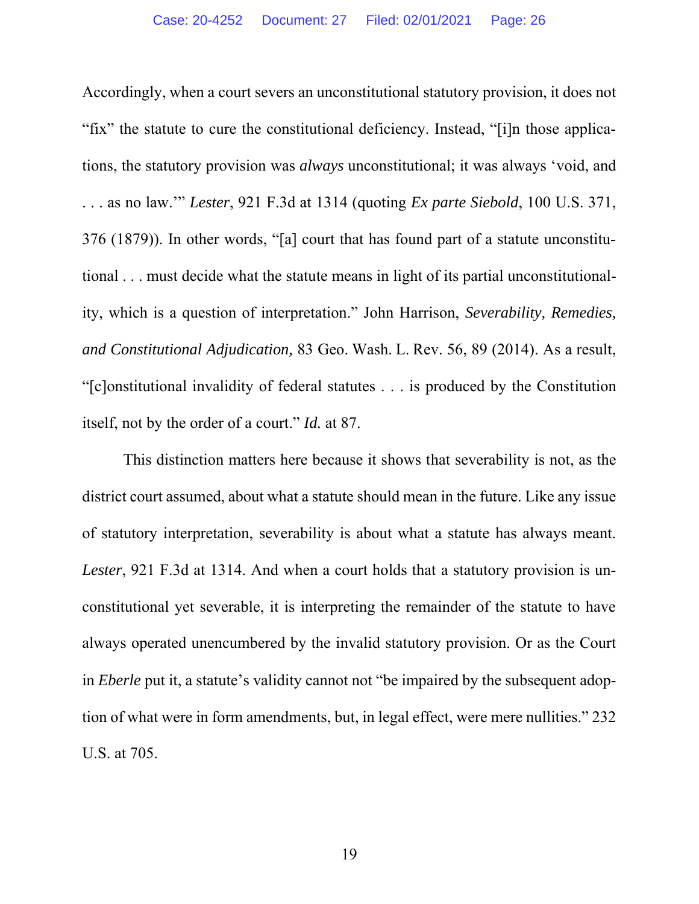Accordingly, when a court severs an unconstitutional statutory provision, it does not "fix" the statute to cure the constitutional deficiency. Instead, "[i]n those applications, the statutory provision was *always* unconstitutional; it was always 'void, and . . . as no law.'" *Lester*, 921 F.3d at 1314 (quoting *Ex parte Siebold*, 100 U.S. 371, 376 (1879)). In other words, "[a] court that has found part of a statute unconstitutional . . . must decide what the statute means in light of its partial unconstitutionality, which is a question of interpretation." John Harrison, *Severability, Remedies, and Constitutional Adjudication,* 83 Geo. Wash. L. Rev. 56, 89 (2014). As a result, "[c]onstitutional invalidity of federal statutes . . . is produced by the Constitution itself, not by the order of a court." *Id.* at 87.

This distinction matters here because it shows that severability is not, as the district court assumed, about what a statute should mean in the future. Like any issue of statutory interpretation, severability is about what a statute has always meant. *Lester*, 921 F.3d at 1314. And when a court holds that a statutory provision is unconstitutional yet severable, it is interpreting the remainder of the statute to have always operated unencumbered by the invalid statutory provision. Or as the Court in *Eberle* put it, a statute's validity cannot not "be impaired by the subsequent adoption of what were in form amendments, but, in legal effect, were mere nullities." 232 U.S. at 705.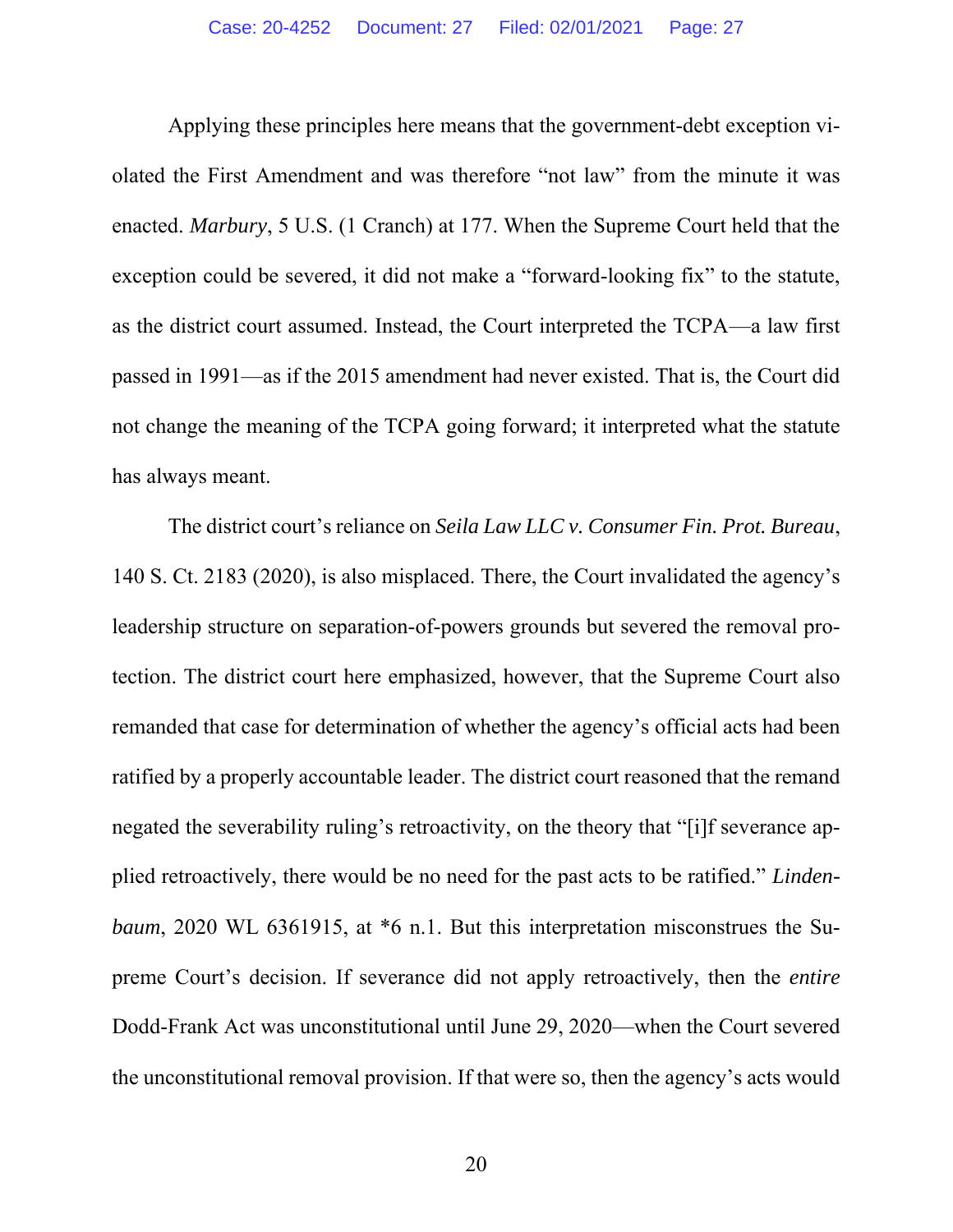Applying these principles here means that the government-debt exception violated the First Amendment and was therefore "not law" from the minute it was enacted. *Marbury*, 5 U.S. (1 Cranch) at 177. When the Supreme Court held that the exception could be severed, it did not make a "forward-looking fix" to the statute, as the district court assumed. Instead, the Court interpreted the TCPA—a law first passed in 1991—as if the 2015 amendment had never existed. That is, the Court did not change the meaning of the TCPA going forward; it interpreted what the statute has always meant.

The district court's reliance on *Seila Law LLC v. Consumer Fin. Prot. Bureau*, 140 S. Ct. 2183 (2020), is also misplaced. There, the Court invalidated the agency's leadership structure on separation-of-powers grounds but severed the removal protection. The district court here emphasized, however, that the Supreme Court also remanded that case for determination of whether the agency's official acts had been ratified by a properly accountable leader. The district court reasoned that the remand negated the severability ruling's retroactivity, on the theory that "[i]f severance applied retroactively, there would be no need for the past acts to be ratified." *Lindenbaum*, 2020 WL 6361915, at *6 n.1. But this interpretation misconstrues the Supreme Court's decision. If severance did not apply retroactively, then the *entire* Dodd-Frank Act was unconstitutional until June 29, 2020—when the Court severed the unconstitutional removal provision. If that were so, then the agency's acts would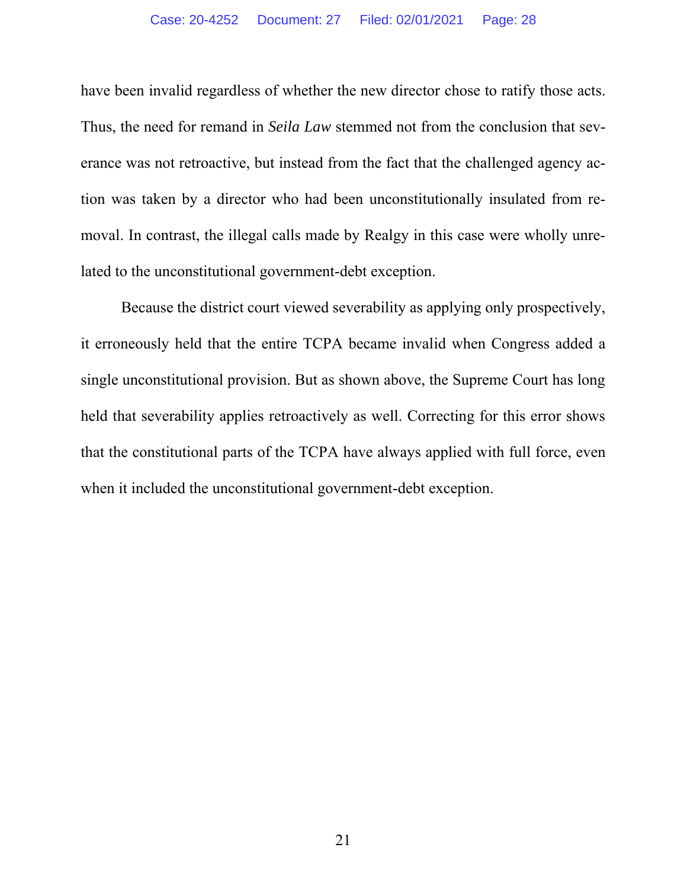have been invalid regardless of whether the new director chose to ratify those acts. Thus, the need for remand in *Seila Law* stemmed not from the conclusion that severance was not retroactive, but instead from the fact that the challenged agency action was taken by a director who had been unconstitutionally insulated from removal. In contrast, the illegal calls made by Realgy in this case were wholly unrelated to the unconstitutional government-debt exception.

Because the district court viewed severability as applying only prospectively, it erroneously held that the entire TCPA became invalid when Congress added a single unconstitutional provision. But as shown above, the Supreme Court has long held that severability applies retroactively as well. Correcting for this error shows that the constitutional parts of the TCPA have always applied with full force, even when it included the unconstitutional government-debt exception.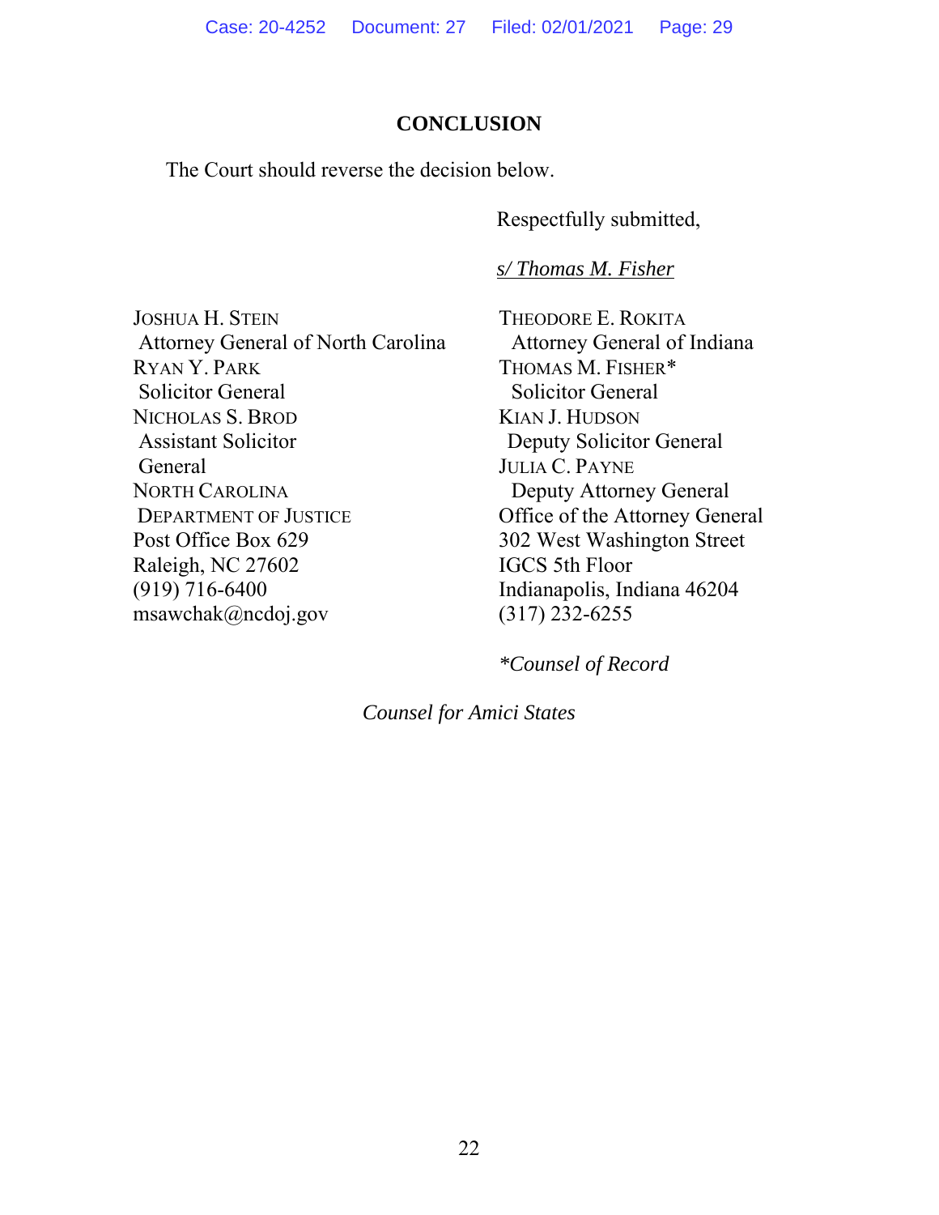## CONCLUSION

The Court should reverse the decision below.

Respectfully submitted,

*s/ Thomas M. Fisher*

THEODORE E. ROKITA
Attorney General of Indiana
THOMAS M. FISHER*
Solicitor General
KIAN J. HUDSON
Deputy Solicitor General
JULIA C. PAYNE
Deputy Attorney General
Office of the Attorney General
302 West Washington Street
IGCS 5th Floor
Indianapolis, Indiana 46204
(317) 232-6255

**Counsel of Record*

JOSHUA H. STEIN
Attorney General of North Carolina
RYAN Y. PARK
Solicitor General
NICHOLAS S. BROD
Assistant Solicitor General
NORTH CAROLINA DEPARTMENT OF JUSTICE
Post Office Box 629
Raleigh, NC 27602
(919) 716-6400
msawchak@ncdoj.gov

*Counsel for Amici States*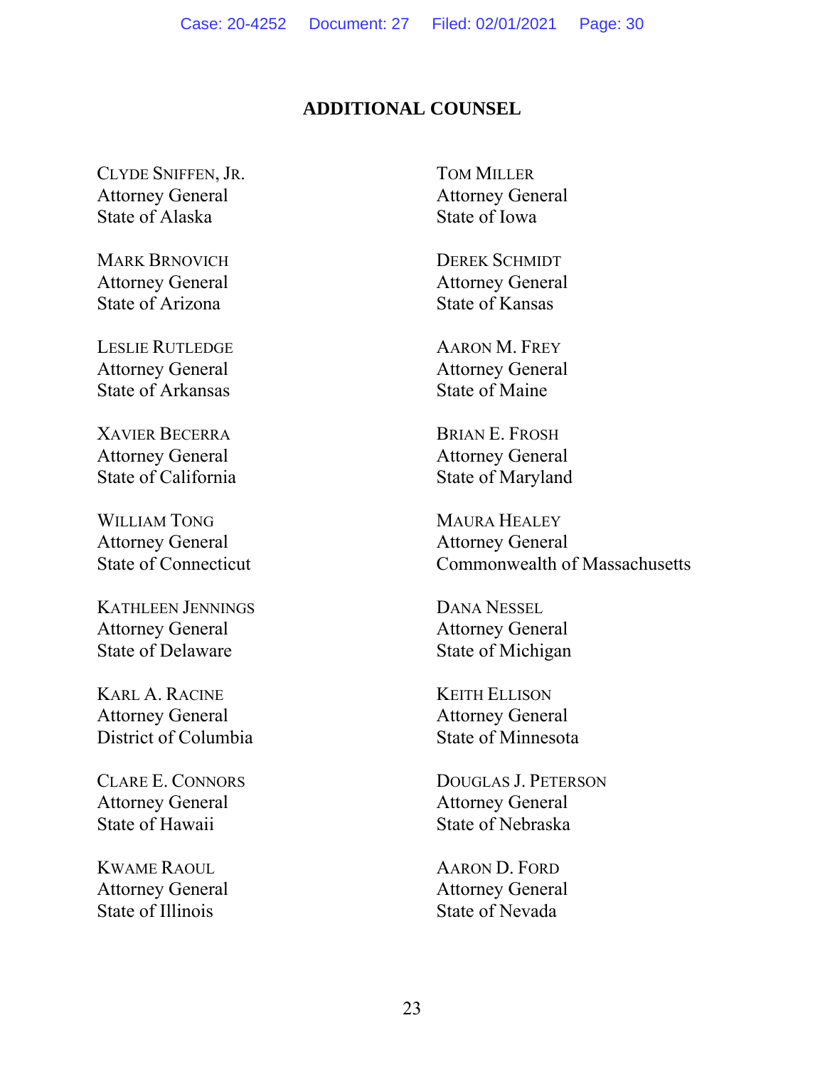## ADDITIONAL COUNSEL

CLYDE SNIFFEN, JR.
Attorney General
State of Alaska

MARK BRNOVICH
Attorney General
State of Arizona

LESLIE RUTLEDGE
Attorney General
State of Arkansas

XAVIER BECERRA
Attorney General
State of California

WILLIAM TONG
Attorney General
State of Connecticut

KATHLEEN JENNINGS
Attorney General
State of Delaware

KARL A. RACINE
Attorney General
District of Columbia

CLARE E. CONNORS
Attorney General
State of Hawaii

KWAME RAOUL
Attorney General
State of Illinois

TOM MILLER
Attorney General
State of Iowa

DEREK SCHMIDT
Attorney General
State of Kansas

AARON M. FREY
Attorney General
State of Maine

BRIAN E. FROSH
Attorney General
State of Maryland

MAURA HEALEY
Attorney General
Commonwealth of Massachusetts

DANA NESSEL
Attorney General
State of Michigan

KEITH ELLISON
Attorney General
State of Minnesota

DOUGLAS J. PETERSON
Attorney General
State of Nebraska

AARON D. FORD
Attorney General
State of Nevada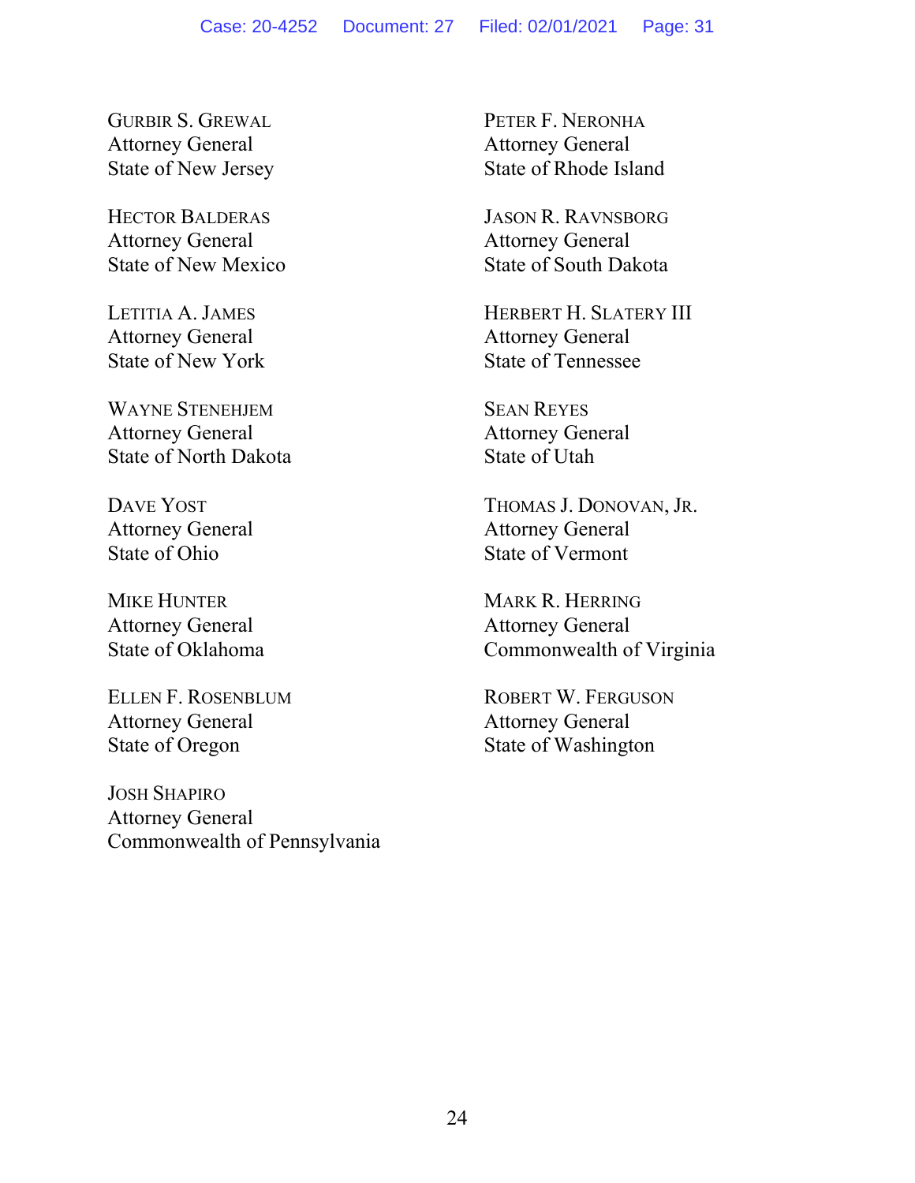GURBIR S. GREWAL
Attorney General
State of New Jersey

HECTOR BALDERAS
Attorney General
State of New Mexico

LETITIA A. JAMES
Attorney General
State of New York

WAYNE STENEHJEM
Attorney General
State of North Dakota

DAVE YOST
Attorney General
State of Ohio

MIKE HUNTER
Attorney General
State of Oklahoma

ELLEN F. ROSENBLUM
Attorney General
State of Oregon

JOSH SHAPIRO
Attorney General
Commonwealth of Pennsylvania

PETER F. NERONHA
Attorney General
State of Rhode Island

JASON R. RAVNSBORG
Attorney General
State of South Dakota

HERBERT H. SLATERY III
Attorney General
State of Tennessee

SEAN REYES
Attorney General
State of Utah

THOMAS J. DONOVAN, JR.
Attorney General
State of Vermont

MARK R. HERRING
Attorney General
Commonwealth of Virginia

ROBERT W. FERGUSON
Attorney General
State of Washington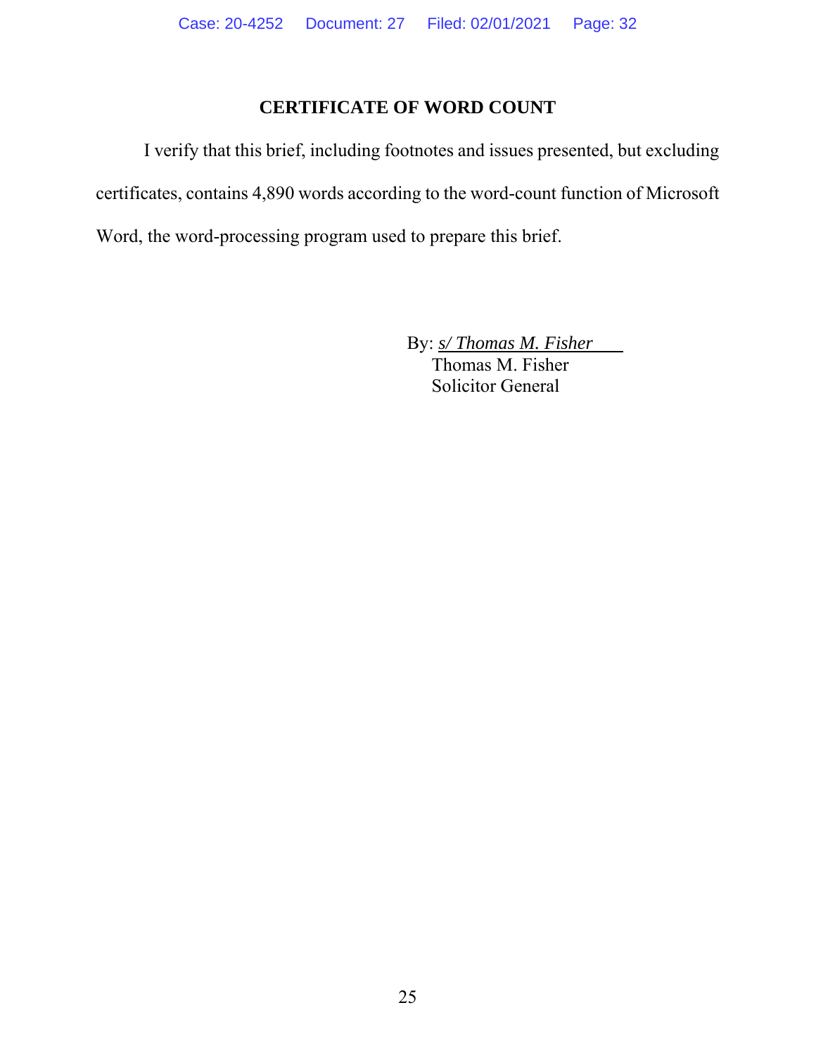## CERTIFICATE OF WORD COUNT

I verify that this brief, including footnotes and issues presented, but excluding certificates, contains 4,890 words according to the word-count function of Microsoft Word, the word-processing program used to prepare this brief.

By: *s/ Thomas M. Fisher*  
Thomas M. Fisher  
Solicitor General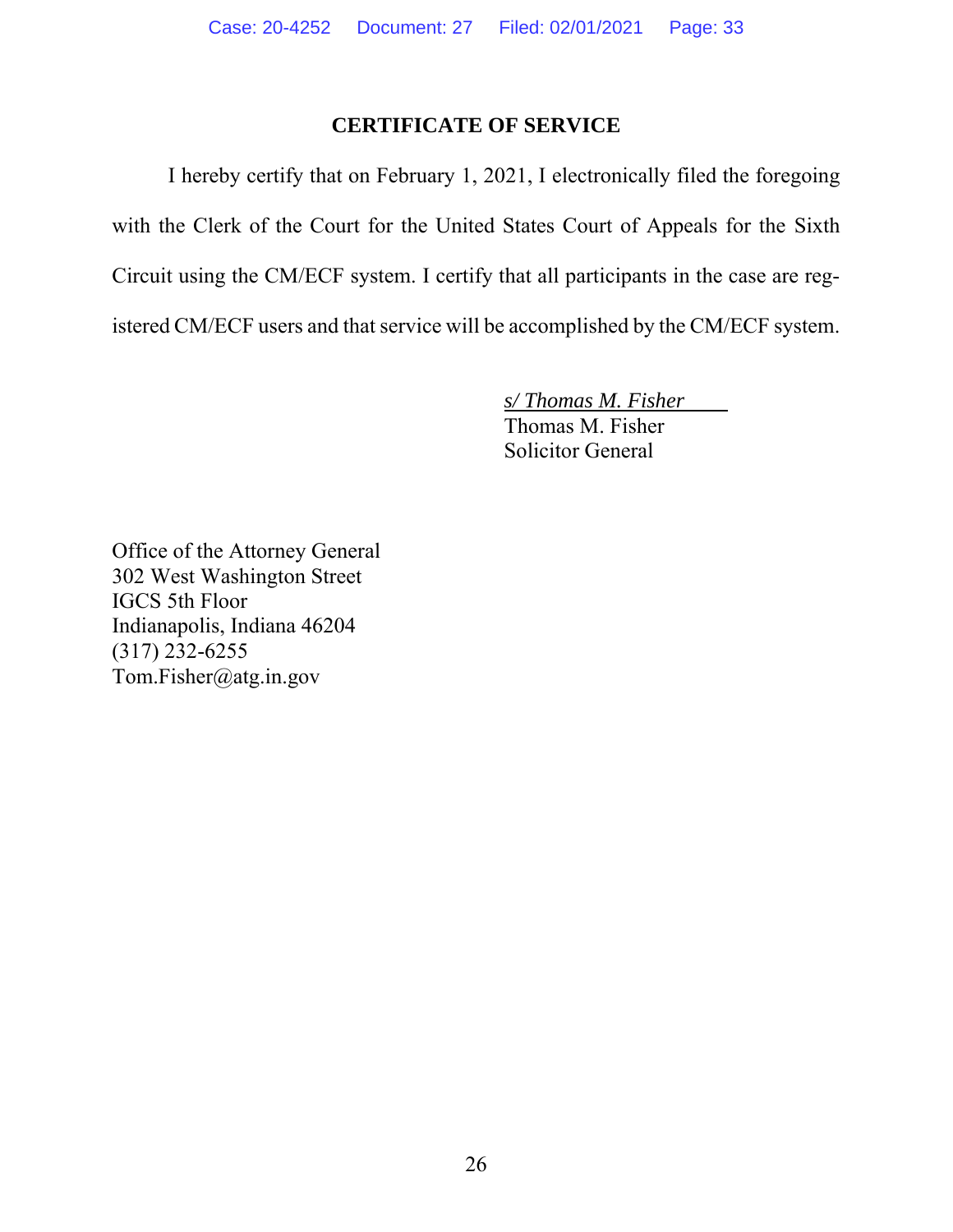## CERTIFICATE OF SERVICE

I hereby certify that on February 1, 2021, I electronically filed the foregoing with the Clerk of the Court for the United States Court of Appeals for the Sixth Circuit using the CM/ECF system. I certify that all participants in the case are registered CM/ECF users and that service will be accomplished by the CM/ECF system.

*s/ Thomas M. Fisher*
Thomas M. Fisher
Solicitor General

Office of the Attorney General
302 West Washington Street
IGCS 5th Floor
Indianapolis, Indiana 46204
(317) 232-6255
Tom.Fisher@atg.in.gov